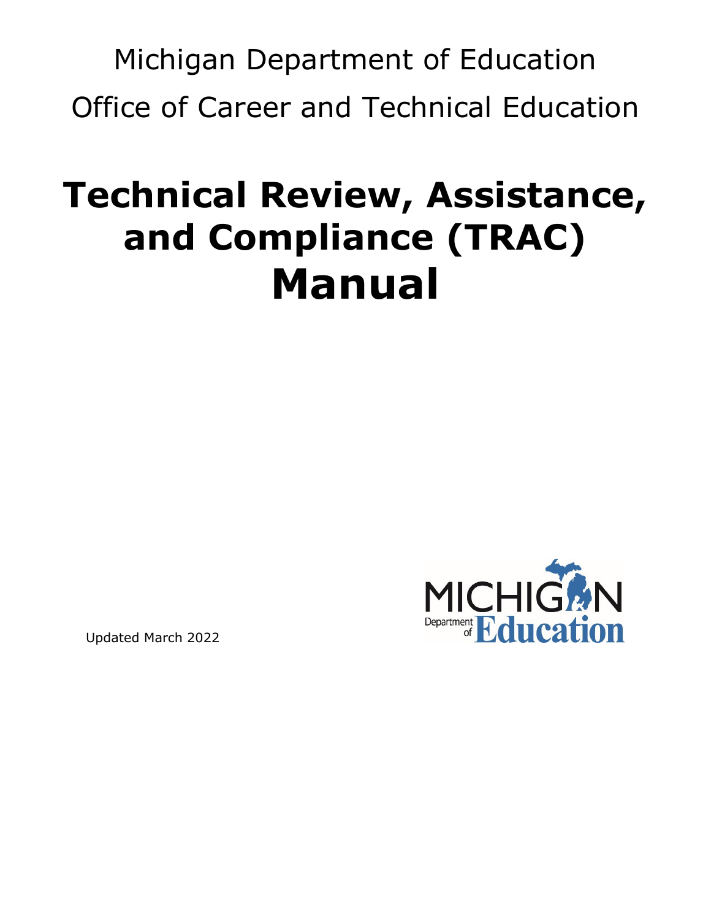Michigan Department of Education

Office of Career and Technical Education

# Technical Review, Assistance, and Compliance (TRAC) Manual

Updated March 2022

MICHIGAN Department of Education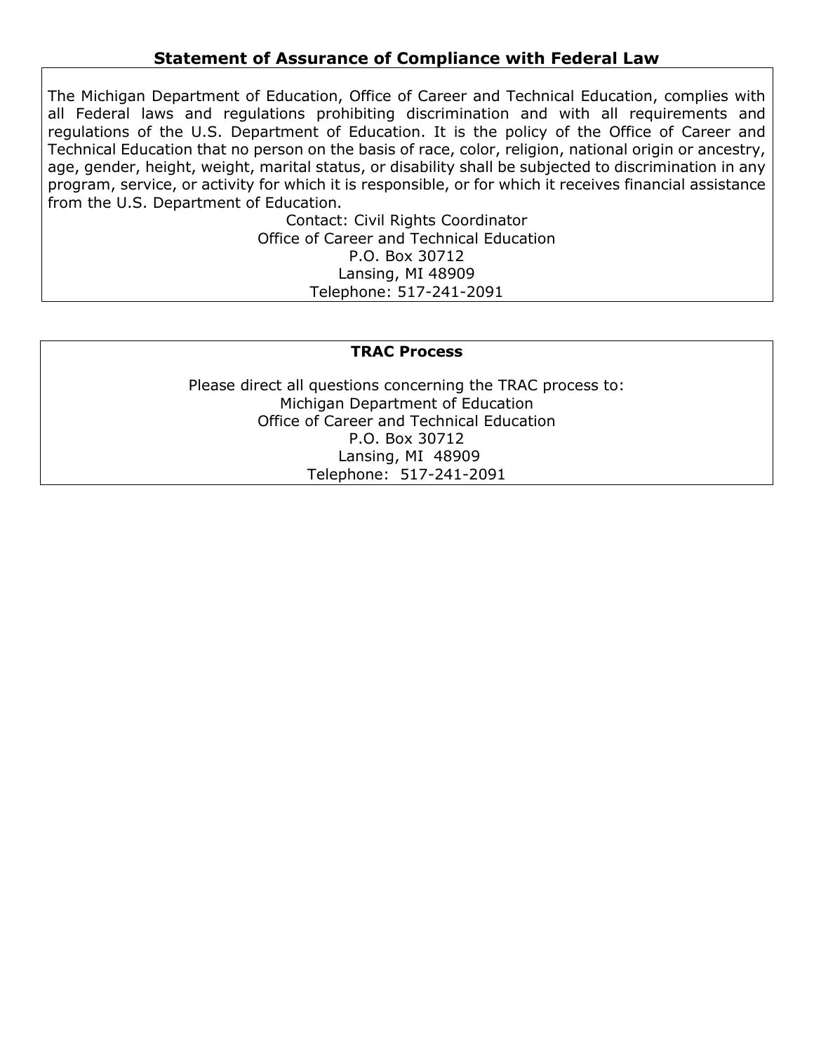## Statement of Assurance of Compliance with Federal Law

The Michigan Department of Education, Office of Career and Technical Education, complies with all Federal laws and regulations prohibiting discrimination and with all requirements and regulations of the U.S. Department of Education. It is the policy of the Office of Career and Technical Education that no person on the basis of race, color, religion, national origin or ancestry, age, gender, height, weight, marital status, or disability shall be subjected to discrimination in any program, service, or activity for which it is responsible, or for which it receives financial assistance from the U.S. Department of Education.

Contact: Civil Rights Coordinator
Office of Career and Technical Education
P.O. Box 30712
Lansing, MI 48909
Telephone: 517-241-2091

**TRAC Process**

Please direct all questions concerning the TRAC process to:
Michigan Department of Education
Office of Career and Technical Education
P.O. Box 30712
Lansing, MI 48909
Telephone: 517-241-2091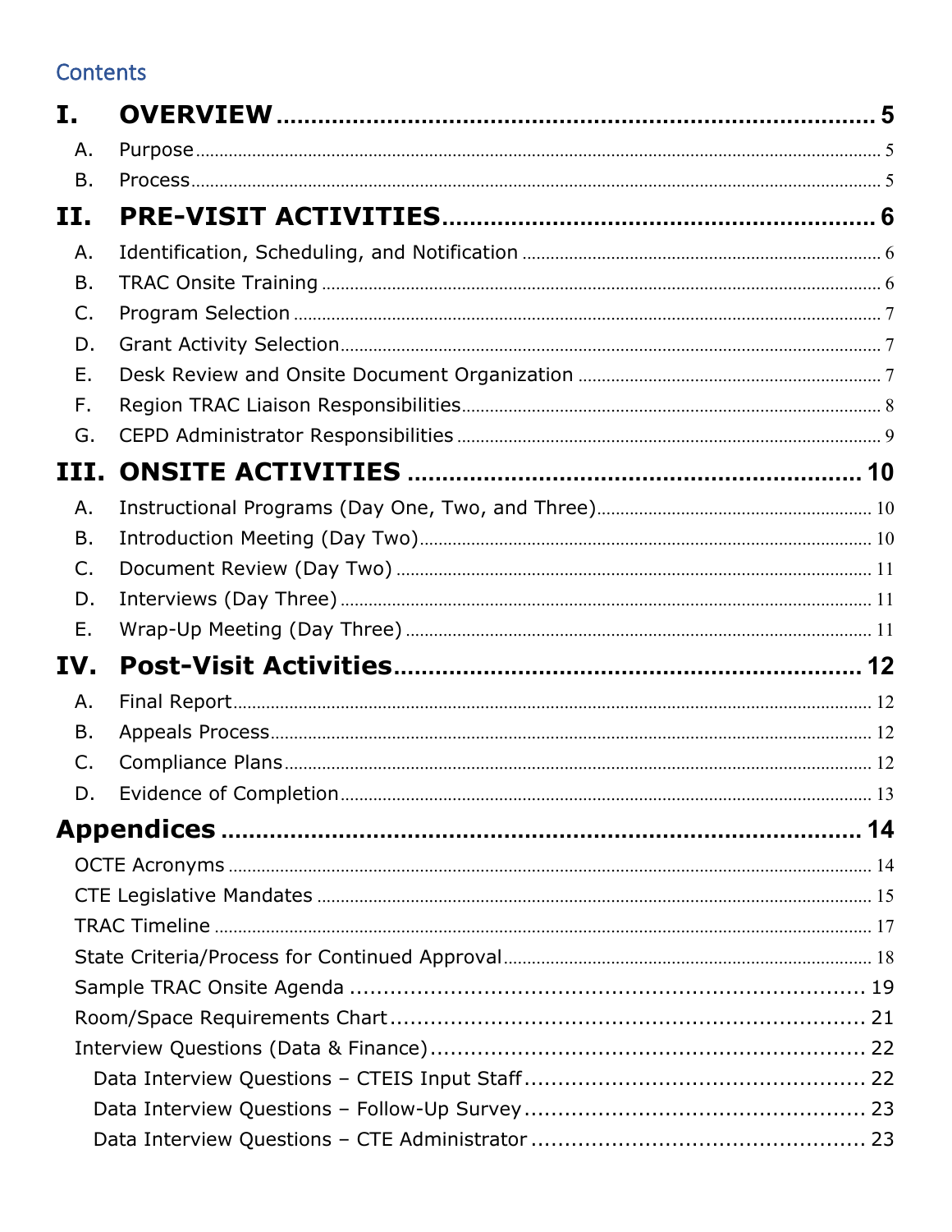# Contents

**I. OVERVIEW** ..... 5

- A. Purpose ..... 5
- B. Process ..... 5

**II. PRE-VISIT ACTIVITIES** ..... 6

- A. Identification, Scheduling, and Notification ..... 6
- B. TRAC Onsite Training ..... 6
- C. Program Selection ..... 7
- D. Grant Activity Selection ..... 7
- E. Desk Review and Onsite Document Organization ..... 7
- F. Region TRAC Liaison Responsibilities ..... 8
- G. CEPD Administrator Responsibilities ..... 9

**III. ONSITE ACTIVITIES** ..... 10

- A. Instructional Programs (Day One, Two, and Three) ..... 10
- B. Introduction Meeting (Day Two) ..... 10
- C. Document Review (Day Two) ..... 11
- D. Interviews (Day Three) ..... 11
- E. Wrap-Up Meeting (Day Three) ..... 11

**IV. Post-Visit Activities** ..... 12

- A. Final Report ..... 12
- B. Appeals Process ..... 12
- C. Compliance Plans ..... 12
- D. Evidence of Completion ..... 13

**Appendices** ..... 14

- OCTE Acronyms ..... 14
- CTE Legislative Mandates ..... 15
- TRAC Timeline ..... 17
- State Criteria/Process for Continued Approval ..... 18
- Sample TRAC Onsite Agenda ..... 19
- Room/Space Requirements Chart ..... 21
- Interview Questions (Data & Finance) ..... 22
  - Data Interview Questions – CTEIS Input Staff ..... 22
  - Data Interview Questions – Follow-Up Survey ..... 23
  - Data Interview Questions – CTE Administrator ..... 23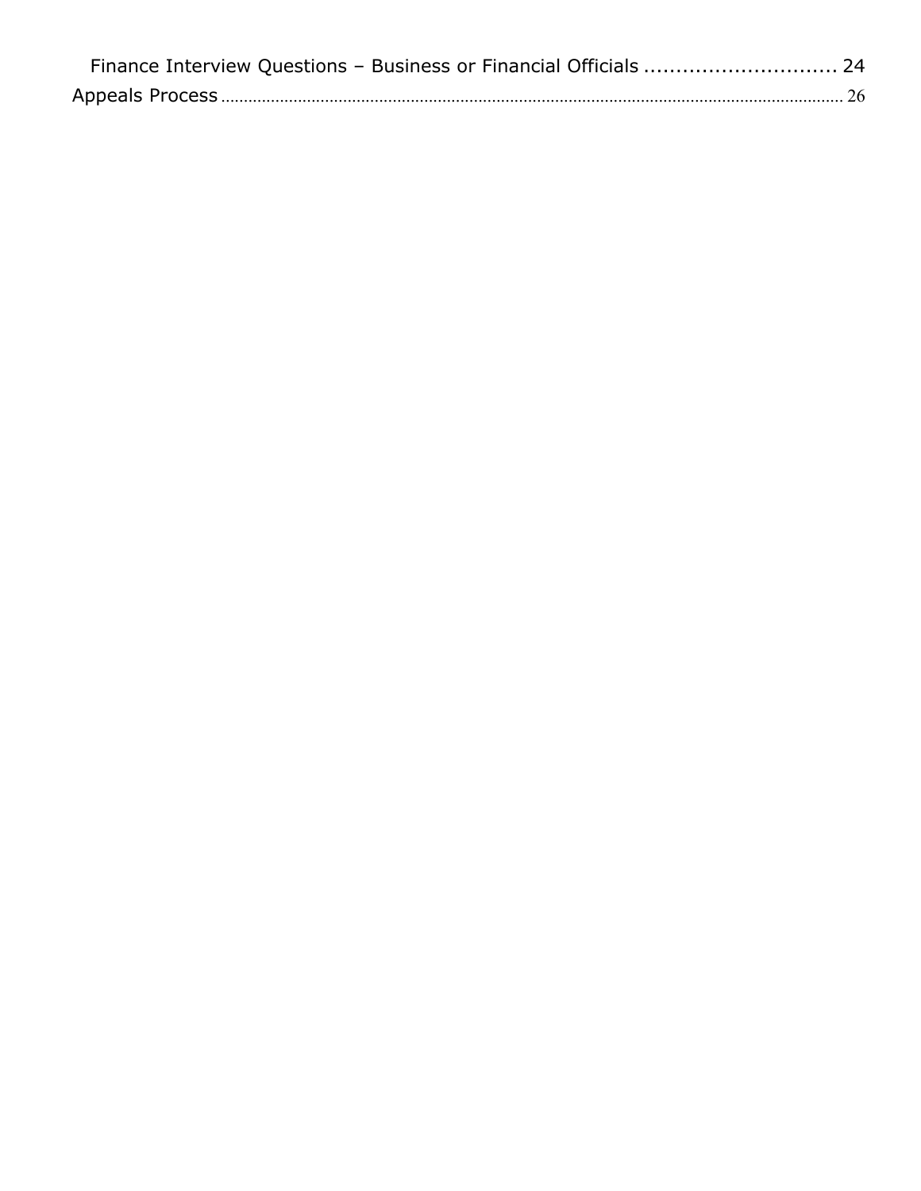Finance Interview Questions – Business or Financial Officials .............................. 24

Appeals Process .............................................................................................................................. 26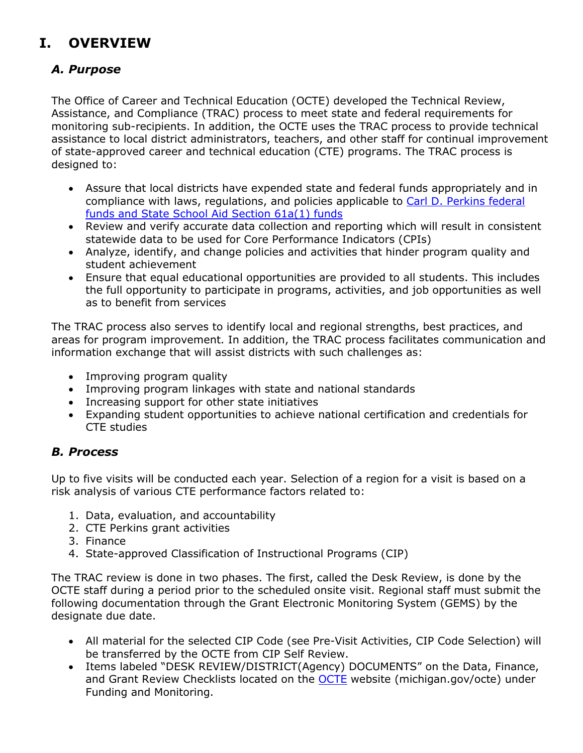# I. OVERVIEW

## *A. Purpose*

The Office of Career and Technical Education (OCTE) developed the Technical Review, Assistance, and Compliance (TRAC) process to meet state and federal requirements for monitoring sub-recipients. In addition, the OCTE uses the TRAC process to provide technical assistance to local district administrators, teachers, and other staff for continual improvement of state-approved career and technical education (CTE) programs. The TRAC process is designed to:

- Assure that local districts have expended state and federal funds appropriately and in compliance with laws, regulations, and policies applicable to [Carl D. Perkins federal funds and State School Aid Section 61a(1) funds]()
- Review and verify accurate data collection and reporting which will result in consistent statewide data to be used for Core Performance Indicators (CPIs)
- Analyze, identify, and change policies and activities that hinder program quality and student achievement
- Ensure that equal educational opportunities are provided to all students. This includes the full opportunity to participate in programs, activities, and job opportunities as well as to benefit from services

The TRAC process also serves to identify local and regional strengths, best practices, and areas for program improvement. In addition, the TRAC process facilitates communication and information exchange that will assist districts with such challenges as:

- Improving program quality
- Improving program linkages with state and national standards
- Increasing support for other state initiatives
- Expanding student opportunities to achieve national certification and credentials for CTE studies

## *B. Process*

Up to five visits will be conducted each year. Selection of a region for a visit is based on a risk analysis of various CTE performance factors related to:

1. Data, evaluation, and accountability
2. CTE Perkins grant activities
3. Finance
4. State-approved Classification of Instructional Programs (CIP)

The TRAC review is done in two phases. The first, called the Desk Review, is done by the OCTE staff during a period prior to the scheduled onsite visit. Regional staff must submit the following documentation through the Grant Electronic Monitoring System (GEMS) by the designate due date.

- All material for the selected CIP Code (see Pre-Visit Activities, CIP Code Selection) will be transferred by the OCTE from CIP Self Review.
- Items labeled "DESK REVIEW/DISTRICT(Agency) DOCUMENTS" on the Data, Finance, and Grant Review Checklists located on the [OCTE]() website (michigan.gov/octe) under Funding and Monitoring.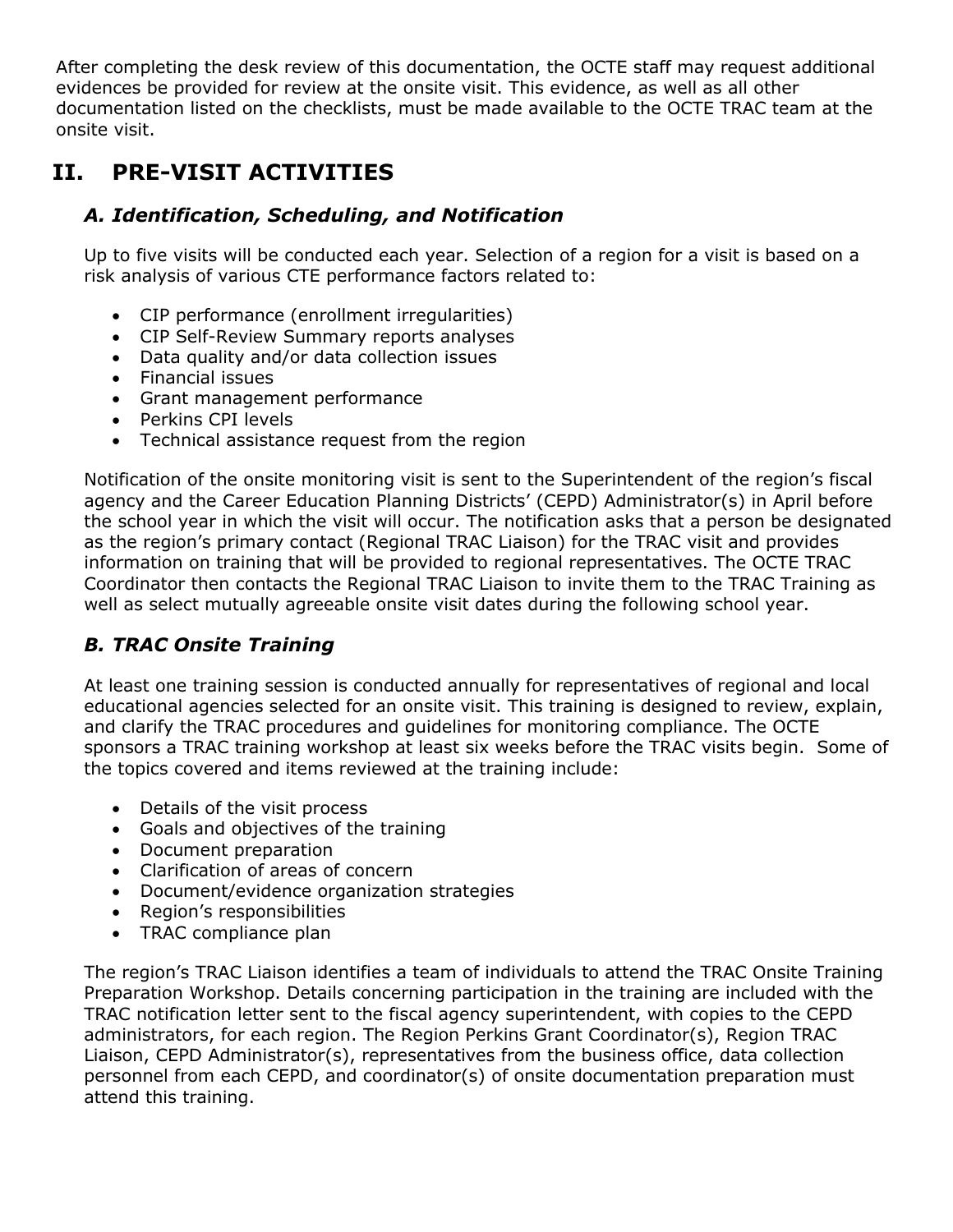After completing the desk review of this documentation, the OCTE staff may request additional evidences be provided for review at the onsite visit. This evidence, as well as all other documentation listed on the checklists, must be made available to the OCTE TRAC team at the onsite visit.

## II. PRE-VISIT ACTIVITIES

### *A. Identification, Scheduling, and Notification*

Up to five visits will be conducted each year. Selection of a region for a visit is based on a risk analysis of various CTE performance factors related to:

- CIP performance (enrollment irregularities)
- CIP Self-Review Summary reports analyses
- Data quality and/or data collection issues
- Financial issues
- Grant management performance
- Perkins CPI levels
- Technical assistance request from the region

Notification of the onsite monitoring visit is sent to the Superintendent of the region's fiscal agency and the Career Education Planning Districts' (CEPD) Administrator(s) in April before the school year in which the visit will occur. The notification asks that a person be designated as the region's primary contact (Regional TRAC Liaison) for the TRAC visit and provides information on training that will be provided to regional representatives. The OCTE TRAC Coordinator then contacts the Regional TRAC Liaison to invite them to the TRAC Training as well as select mutually agreeable onsite visit dates during the following school year.

### *B. TRAC Onsite Training*

At least one training session is conducted annually for representatives of regional and local educational agencies selected for an onsite visit. This training is designed to review, explain, and clarify the TRAC procedures and guidelines for monitoring compliance. The OCTE sponsors a TRAC training workshop at least six weeks before the TRAC visits begin. Some of the topics covered and items reviewed at the training include:

- Details of the visit process
- Goals and objectives of the training
- Document preparation
- Clarification of areas of concern
- Document/evidence organization strategies
- Region's responsibilities
- TRAC compliance plan

The region's TRAC Liaison identifies a team of individuals to attend the TRAC Onsite Training Preparation Workshop. Details concerning participation in the training are included with the TRAC notification letter sent to the fiscal agency superintendent, with copies to the CEPD administrators, for each region. The Region Perkins Grant Coordinator(s), Region TRAC Liaison, CEPD Administrator(s), representatives from the business office, data collection personnel from each CEPD, and coordinator(s) of onsite documentation preparation must attend this training.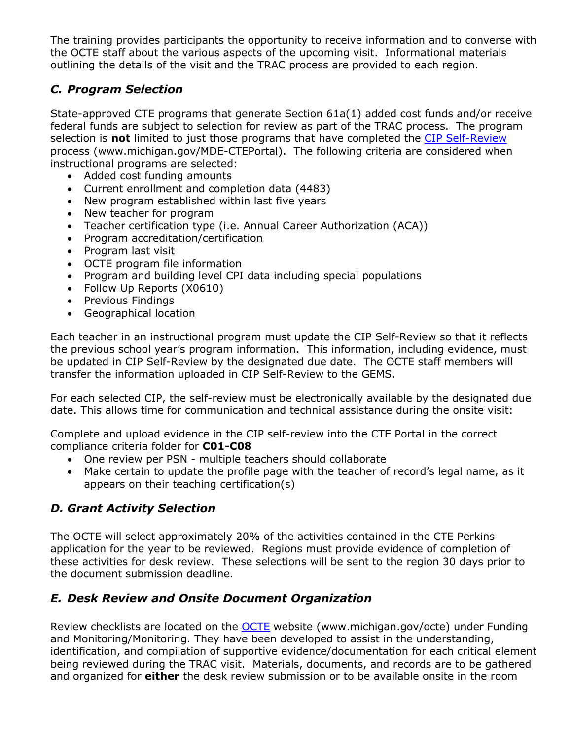The training provides participants the opportunity to receive information and to converse with the OCTE staff about the various aspects of the upcoming visit. Informational materials outlining the details of the visit and the TRAC process are provided to each region.

### *C. Program Selection*

State-approved CTE programs that generate Section 61a(1) added cost funds and/or receive federal funds are subject to selection for review as part of the TRAC process. The program selection is **not** limited to just those programs that have completed the [CIP Self-Review](www.michigan.gov/MDE-CTEPortal) process (www.michigan.gov/MDE-CTEPortal). The following criteria are considered when instructional programs are selected:

- Added cost funding amounts
- Current enrollment and completion data (4483)
- New program established within last five years
- New teacher for program
- Teacher certification type (i.e. Annual Career Authorization (ACA))
- Program accreditation/certification
- Program last visit
- OCTE program file information
- Program and building level CPI data including special populations
- Follow Up Reports (X0610)
- Previous Findings
- Geographical location

Each teacher in an instructional program must update the CIP Self-Review so that it reflects the previous school year's program information. This information, including evidence, must be updated in CIP Self-Review by the designated due date. The OCTE staff members will transfer the information uploaded in CIP Self-Review to the GEMS.

For each selected CIP, the self-review must be electronically available by the designated due date. This allows time for communication and technical assistance during the onsite visit:

Complete and upload evidence in the CIP self-review into the CTE Portal in the correct compliance criteria folder for **C01-C08**

- One review per PSN - multiple teachers should collaborate
- Make certain to update the profile page with the teacher of record's legal name, as it appears on their teaching certification(s)

### *D. Grant Activity Selection*

The OCTE will select approximately 20% of the activities contained in the CTE Perkins application for the year to be reviewed. Regions must provide evidence of completion of these activities for desk review. These selections will be sent to the region 30 days prior to the document submission deadline.

### *E. Desk Review and Onsite Document Organization*

Review checklists are located on the [OCTE](www.michigan.gov/octe) website (www.michigan.gov/octe) under Funding and Monitoring/Monitoring. They have been developed to assist in the understanding, identification, and compilation of supportive evidence/documentation for each critical element being reviewed during the TRAC visit. Materials, documents, and records are to be gathered and organized for **either** the desk review submission or to be available onsite in the room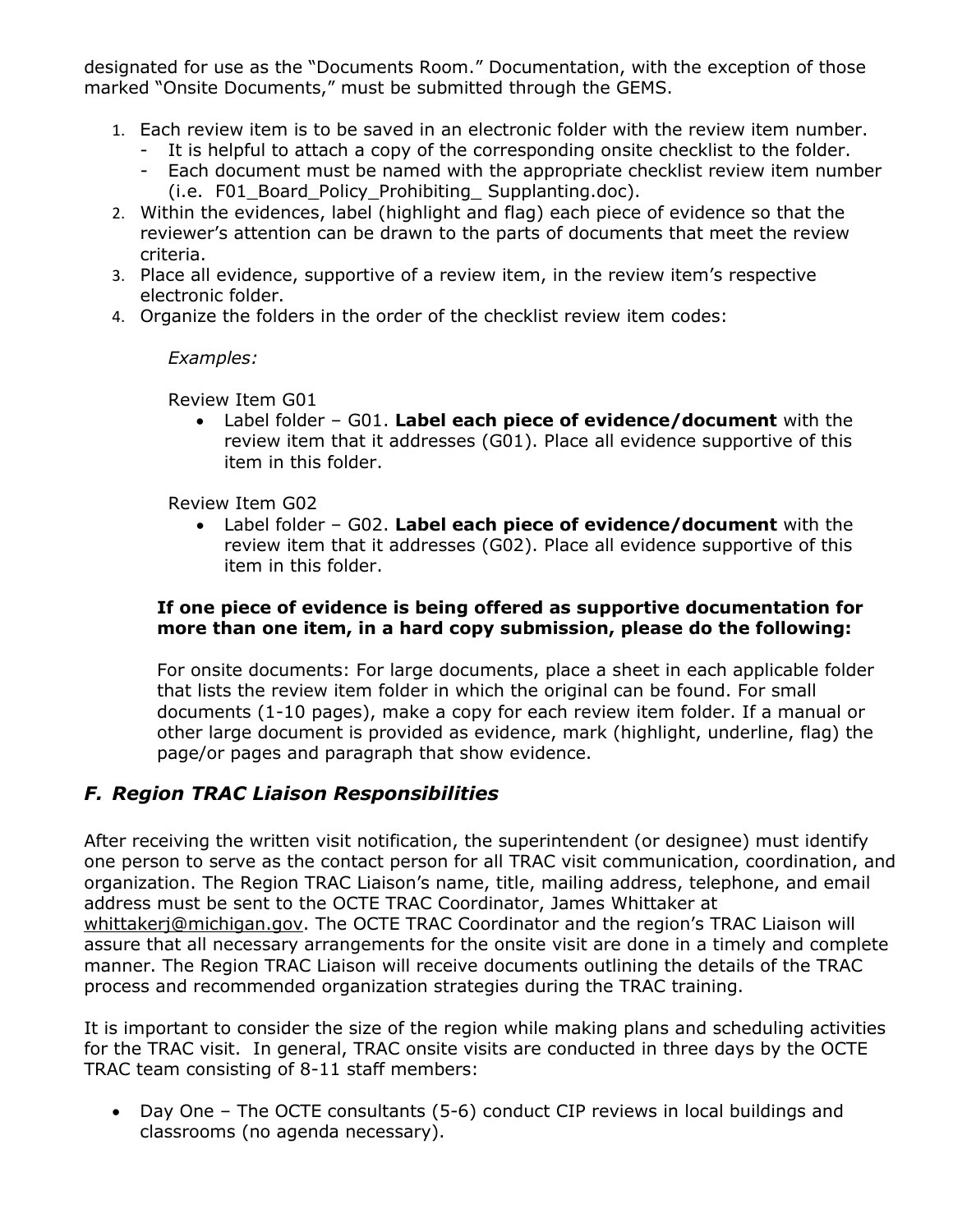designated for use as the "Documents Room." Documentation, with the exception of those marked "Onsite Documents," must be submitted through the GEMS.

1. Each review item is to be saved in an electronic folder with the review item number.
   - It is helpful to attach a copy of the corresponding onsite checklist to the folder.
   - Each document must be named with the appropriate checklist review item number (i.e. F01_Board_Policy_Prohibiting_ Supplanting.doc).
2. Within the evidences, label (highlight and flag) each piece of evidence so that the reviewer's attention can be drawn to the parts of documents that meet the review criteria.
3. Place all evidence, supportive of a review item, in the review item's respective electronic folder.
4. Organize the folders in the order of the checklist review item codes:

   *Examples:*

   Review Item G01
   - Label folder – G01. **Label each piece of evidence/document** with the review item that it addresses (G01). Place all evidence supportive of this item in this folder.

   Review Item G02
   - Label folder – G02. **Label each piece of evidence/document** with the review item that it addresses (G02). Place all evidence supportive of this item in this folder.

   **If one piece of evidence is being offered as supportive documentation for more than one item, in a hard copy submission, please do the following:**

   For onsite documents: For large documents, place a sheet in each applicable folder that lists the review item folder in which the original can be found. For small documents (1-10 pages), make a copy for each review item folder. If a manual or other large document is provided as evidence, mark (highlight, underline, flag) the page/or pages and paragraph that show evidence.

## *F. Region TRAC Liaison Responsibilities*

After receiving the written visit notification, the superintendent (or designee) must identify one person to serve as the contact person for all TRAC visit communication, coordination, and organization. The Region TRAC Liaison's name, title, mailing address, telephone, and email address must be sent to the OCTE TRAC Coordinator, James Whittaker at whittakerj@michigan.gov. The OCTE TRAC Coordinator and the region's TRAC Liaison will assure that all necessary arrangements for the onsite visit are done in a timely and complete manner. The Region TRAC Liaison will receive documents outlining the details of the TRAC process and recommended organization strategies during the TRAC training.

It is important to consider the size of the region while making plans and scheduling activities for the TRAC visit. In general, TRAC onsite visits are conducted in three days by the OCTE TRAC team consisting of 8-11 staff members:

- Day One – The OCTE consultants (5-6) conduct CIP reviews in local buildings and classrooms (no agenda necessary).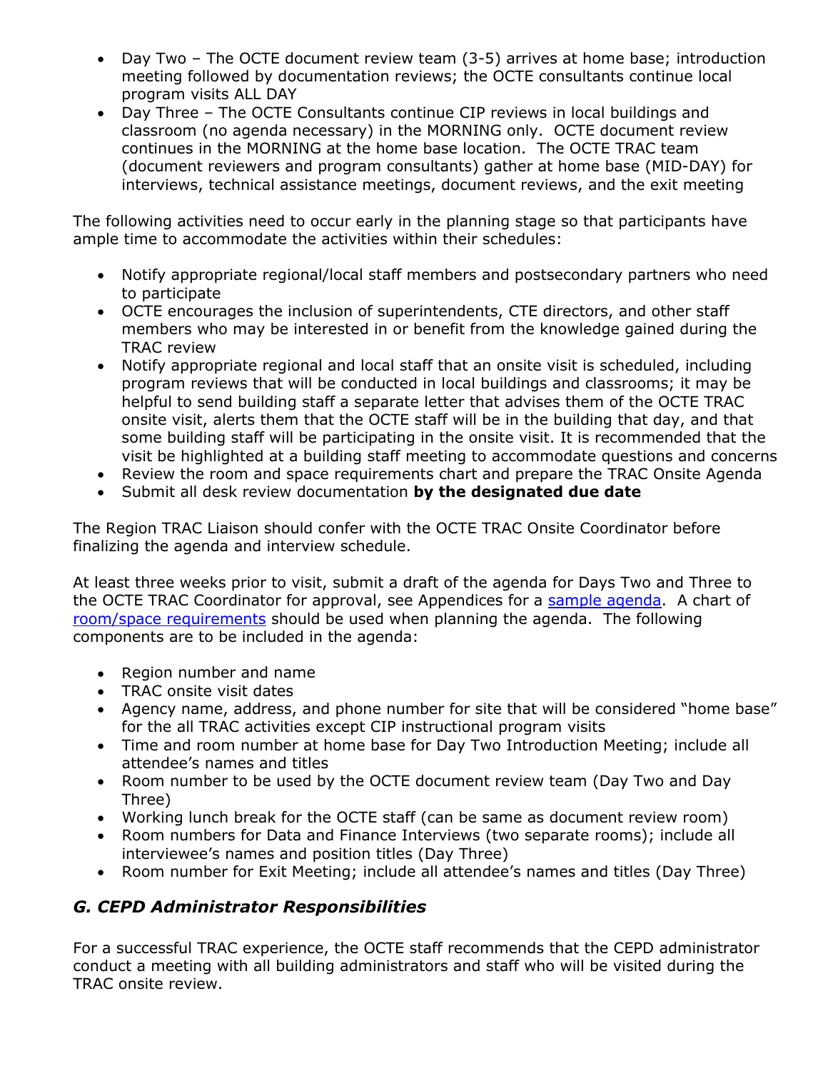- Day Two – The OCTE document review team (3-5) arrives at home base; introduction meeting followed by documentation reviews; the OCTE consultants continue local program visits ALL DAY
- Day Three – The OCTE Consultants continue CIP reviews in local buildings and classroom (no agenda necessary) in the MORNING only. OCTE document review continues in the MORNING at the home base location. The OCTE TRAC team (document reviewers and program consultants) gather at home base (MID-DAY) for interviews, technical assistance meetings, document reviews, and the exit meeting

The following activities need to occur early in the planning stage so that participants have ample time to accommodate the activities within their schedules:

- Notify appropriate regional/local staff members and postsecondary partners who need to participate
- OCTE encourages the inclusion of superintendents, CTE directors, and other staff members who may be interested in or benefit from the knowledge gained during the TRAC review
- Notify appropriate regional and local staff that an onsite visit is scheduled, including program reviews that will be conducted in local buildings and classrooms; it may be helpful to send building staff a separate letter that advises them of the OCTE TRAC onsite visit, alerts them that the OCTE staff will be in the building that day, and that some building staff will be participating in the onsite visit. It is recommended that the visit be highlighted at a building staff meeting to accommodate questions and concerns
- Review the room and space requirements chart and prepare the TRAC Onsite Agenda
- Submit all desk review documentation **by the designated due date**

The Region TRAC Liaison should confer with the OCTE TRAC Onsite Coordinator before finalizing the agenda and interview schedule.

At least three weeks prior to visit, submit a draft of the agenda for Days Two and Three to the OCTE TRAC Coordinator for approval, see Appendices for a sample agenda. A chart of room/space requirements should be used when planning the agenda. The following components are to be included in the agenda:

- Region number and name
- TRAC onsite visit dates
- Agency name, address, and phone number for site that will be considered "home base" for the all TRAC activities except CIP instructional program visits
- Time and room number at home base for Day Two Introduction Meeting; include all attendee's names and titles
- Room number to be used by the OCTE document review team (Day Two and Day Three)
- Working lunch break for the OCTE staff (can be same as document review room)
- Room numbers for Data and Finance Interviews (two separate rooms); include all interviewee's names and position titles (Day Three)
- Room number for Exit Meeting; include all attendee's names and titles (Day Three)

## *G. CEPD Administrator Responsibilities*

For a successful TRAC experience, the OCTE staff recommends that the CEPD administrator conduct a meeting with all building administrators and staff who will be visited during the TRAC onsite review.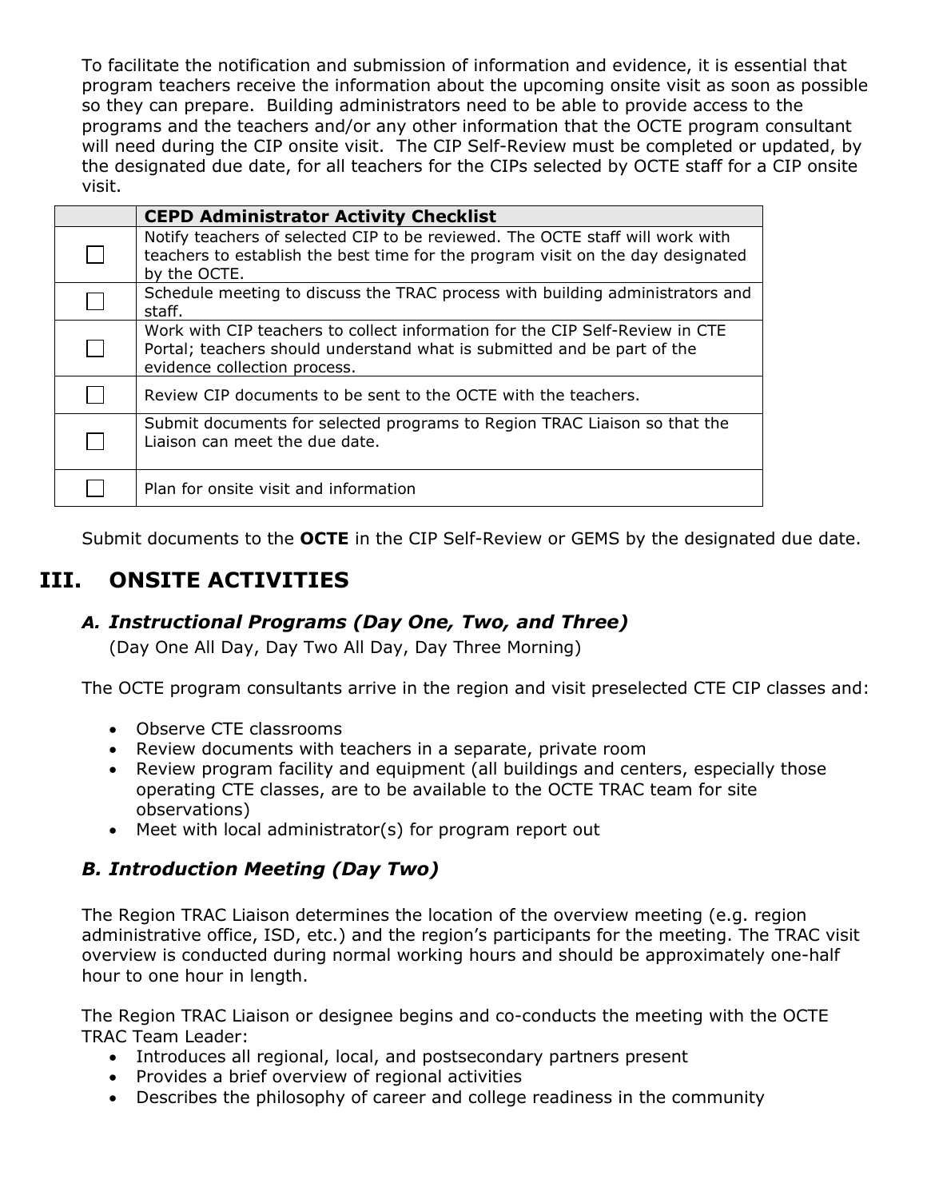To facilitate the notification and submission of information and evidence, it is essential that program teachers receive the information about the upcoming onsite visit as soon as possible so they can prepare. Building administrators need to be able to provide access to the programs and the teachers and/or any other information that the OCTE program consultant will need during the CIP onsite visit. The CIP Self-Review must be completed or updated, by the designated due date, for all teachers for the CIPs selected by OCTE staff for a CIP onsite visit.

| | CEPD Administrator Activity Checklist |
|---|---|
| ☐ | Notify teachers of selected CIP to be reviewed. The OCTE staff will work with teachers to establish the best time for the program visit on the day designated by the OCTE. |
| ☐ | Schedule meeting to discuss the TRAC process with building administrators and staff. |
| ☐ | Work with CIP teachers to collect information for the CIP Self-Review in CTE Portal; teachers should understand what is submitted and be part of the evidence collection process. |
| ☐ | Review CIP documents to be sent to the OCTE with the teachers. |
| ☐ | Submit documents for selected programs to Region TRAC Liaison so that the Liaison can meet the due date. |
| ☐ | Plan for onsite visit and information |

Submit documents to the **OCTE** in the CIP Self-Review or GEMS by the designated due date.

# III. ONSITE ACTIVITIES

### *A. Instructional Programs (Day One, Two, and Three)*

(Day One All Day, Day Two All Day, Day Three Morning)

The OCTE program consultants arrive in the region and visit preselected CTE CIP classes and:

- Observe CTE classrooms
- Review documents with teachers in a separate, private room
- Review program facility and equipment (all buildings and centers, especially those operating CTE classes, are to be available to the OCTE TRAC team for site observations)
- Meet with local administrator(s) for program report out

### *B. Introduction Meeting (Day Two)*

The Region TRAC Liaison determines the location of the overview meeting (e.g. region administrative office, ISD, etc.) and the region's participants for the meeting. The TRAC visit overview is conducted during normal working hours and should be approximately one-half hour to one hour in length.

The Region TRAC Liaison or designee begins and co-conducts the meeting with the OCTE TRAC Team Leader:

- Introduces all regional, local, and postsecondary partners present
- Provides a brief overview of regional activities
- Describes the philosophy of career and college readiness in the community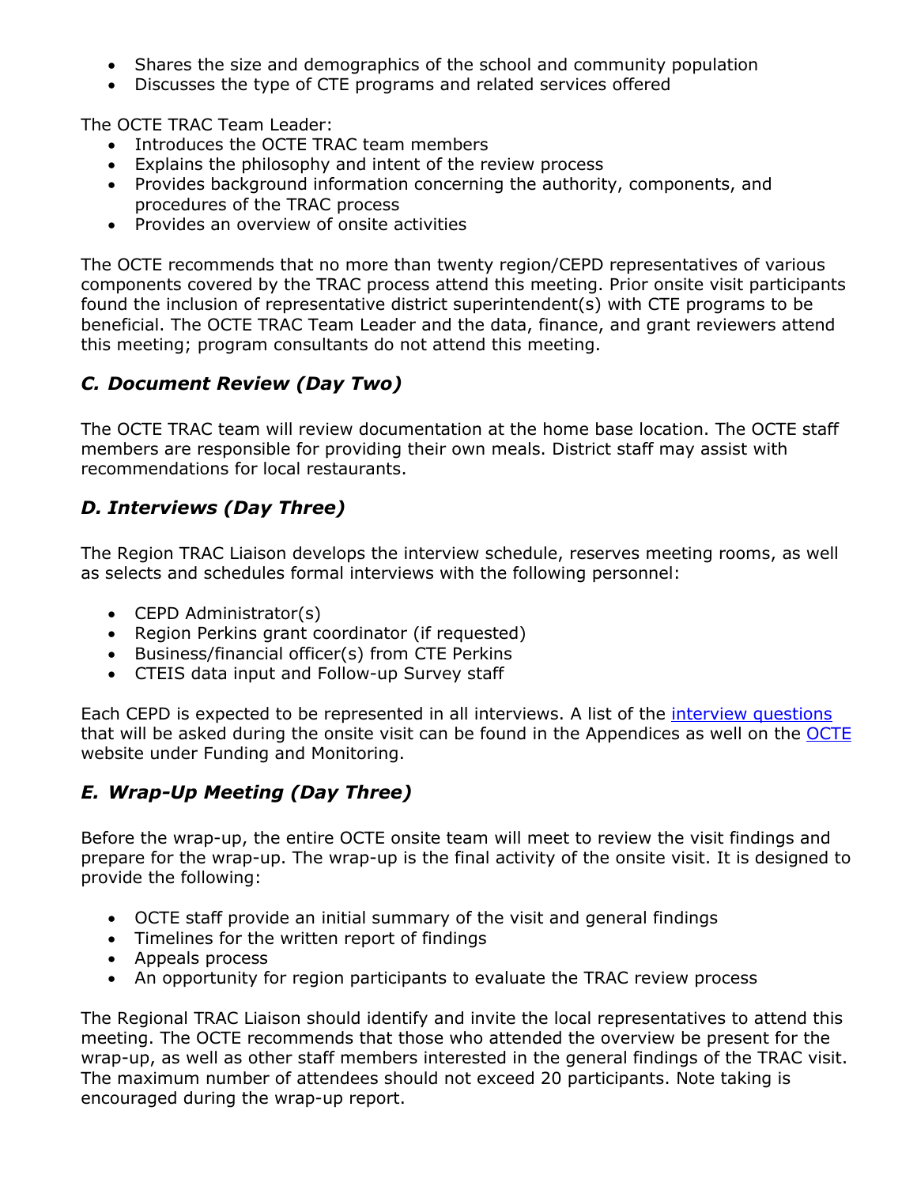- Shares the size and demographics of the school and community population
- Discusses the type of CTE programs and related services offered

The OCTE TRAC Team Leader:

- Introduces the OCTE TRAC team members
- Explains the philosophy and intent of the review process
- Provides background information concerning the authority, components, and procedures of the TRAC process
- Provides an overview of onsite activities

The OCTE recommends that no more than twenty region/CEPD representatives of various components covered by the TRAC process attend this meeting. Prior onsite visit participants found the inclusion of representative district superintendent(s) with CTE programs to be beneficial. The OCTE TRAC Team Leader and the data, finance, and grant reviewers attend this meeting; program consultants do not attend this meeting.

### *C. Document Review (Day Two)*

The OCTE TRAC team will review documentation at the home base location. The OCTE staff members are responsible for providing their own meals. District staff may assist with recommendations for local restaurants.

### *D. Interviews (Day Three)*

The Region TRAC Liaison develops the interview schedule, reserves meeting rooms, as well as selects and schedules formal interviews with the following personnel:

- CEPD Administrator(s)
- Region Perkins grant coordinator (if requested)
- Business/financial officer(s) from CTE Perkins
- CTEIS data input and Follow-up Survey staff

Each CEPD is expected to be represented in all interviews. A list of the interview questions that will be asked during the onsite visit can be found in the Appendices as well on the OCTE website under Funding and Monitoring.

### *E. Wrap-Up Meeting (Day Three)*

Before the wrap-up, the entire OCTE onsite team will meet to review the visit findings and prepare for the wrap-up. The wrap-up is the final activity of the onsite visit. It is designed to provide the following:

- OCTE staff provide an initial summary of the visit and general findings
- Timelines for the written report of findings
- Appeals process
- An opportunity for region participants to evaluate the TRAC review process

The Regional TRAC Liaison should identify and invite the local representatives to attend this meeting. The OCTE recommends that those who attended the overview be present for the wrap-up, as well as other staff members interested in the general findings of the TRAC visit. The maximum number of attendees should not exceed 20 participants. Note taking is encouraged during the wrap-up report.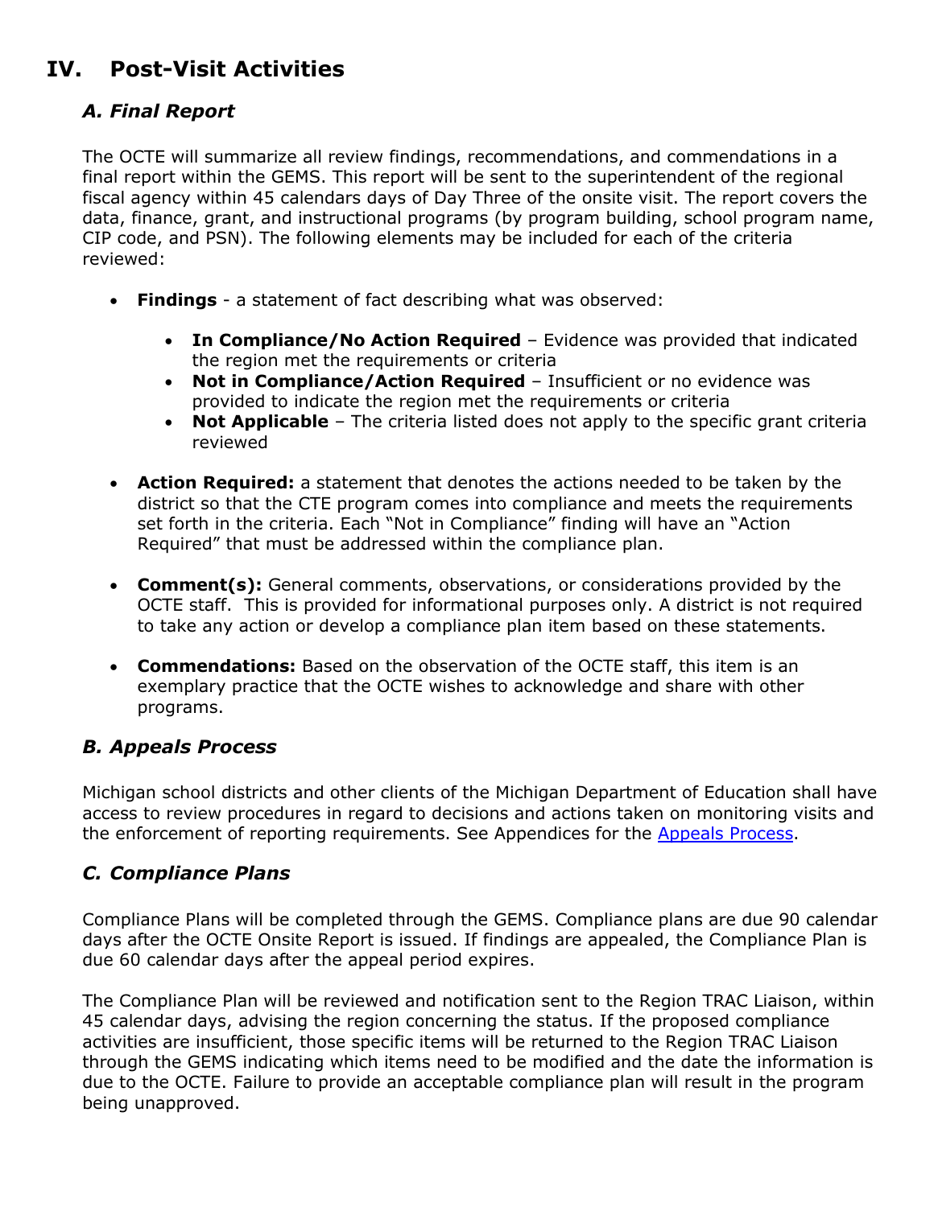# IV. Post-Visit Activities

## *A. Final Report*

The OCTE will summarize all review findings, recommendations, and commendations in a final report within the GEMS. This report will be sent to the superintendent of the regional fiscal agency within 45 calendars days of Day Three of the onsite visit. The report covers the data, finance, grant, and instructional programs (by program building, school program name, CIP code, and PSN). The following elements may be included for each of the criteria reviewed:

- **Findings** - a statement of fact describing what was observed:
  - **In Compliance/No Action Required** – Evidence was provided that indicated the region met the requirements or criteria
  - **Not in Compliance/Action Required** – Insufficient or no evidence was provided to indicate the region met the requirements or criteria
  - **Not Applicable** – The criteria listed does not apply to the specific grant criteria reviewed
- **Action Required:** a statement that denotes the actions needed to be taken by the district so that the CTE program comes into compliance and meets the requirements set forth in the criteria. Each "Not in Compliance" finding will have an "Action Required" that must be addressed within the compliance plan.
- **Comment(s):** General comments, observations, or considerations provided by the OCTE staff. This is provided for informational purposes only. A district is not required to take any action or develop a compliance plan item based on these statements.
- **Commendations:** Based on the observation of the OCTE staff, this item is an exemplary practice that the OCTE wishes to acknowledge and share with other programs.

## *B. Appeals Process*

Michigan school districts and other clients of the Michigan Department of Education shall have access to review procedures in regard to decisions and actions taken on monitoring visits and the enforcement of reporting requirements. See Appendices for the Appeals Process.

## *C. Compliance Plans*

Compliance Plans will be completed through the GEMS. Compliance plans are due 90 calendar days after the OCTE Onsite Report is issued. If findings are appealed, the Compliance Plan is due 60 calendar days after the appeal period expires.

The Compliance Plan will be reviewed and notification sent to the Region TRAC Liaison, within 45 calendar days, advising the region concerning the status. If the proposed compliance activities are insufficient, those specific items will be returned to the Region TRAC Liaison through the GEMS indicating which items need to be modified and the date the information is due to the OCTE. Failure to provide an acceptable compliance plan will result in the program being unapproved.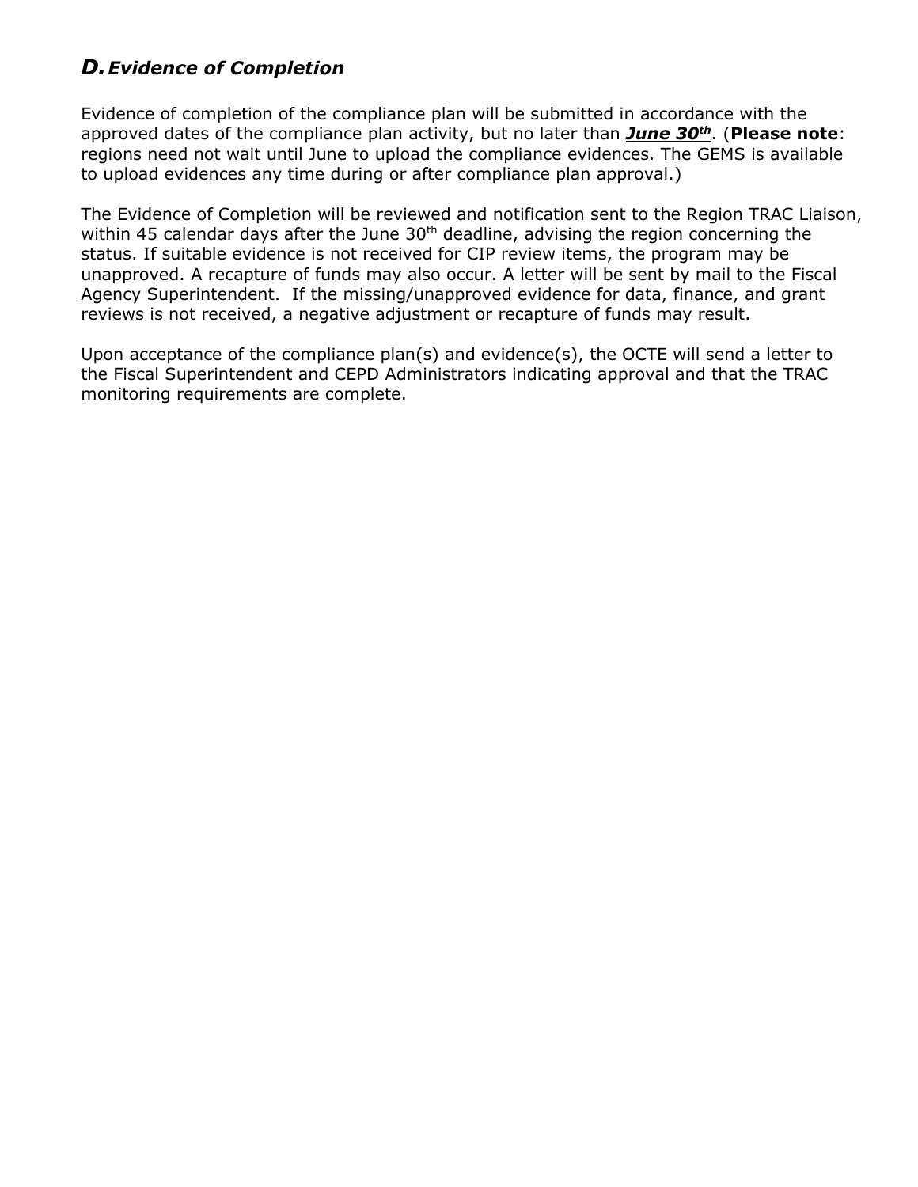## *D. Evidence of Completion*

Evidence of completion of the compliance plan will be submitted in accordance with the approved dates of the compliance plan activity, but no later than ***June 30th***. (**Please note**: regions need not wait until June to upload the compliance evidences. The GEMS is available to upload evidences any time during or after compliance plan approval.)

The Evidence of Completion will be reviewed and notification sent to the Region TRAC Liaison, within 45 calendar days after the June 30th deadline, advising the region concerning the status. If suitable evidence is not received for CIP review items, the program may be unapproved. A recapture of funds may also occur. A letter will be sent by mail to the Fiscal Agency Superintendent. If the missing/unapproved evidence for data, finance, and grant reviews is not received, a negative adjustment or recapture of funds may result.

Upon acceptance of the compliance plan(s) and evidence(s), the OCTE will send a letter to the Fiscal Superintendent and CEPD Administrators indicating approval and that the TRAC monitoring requirements are complete.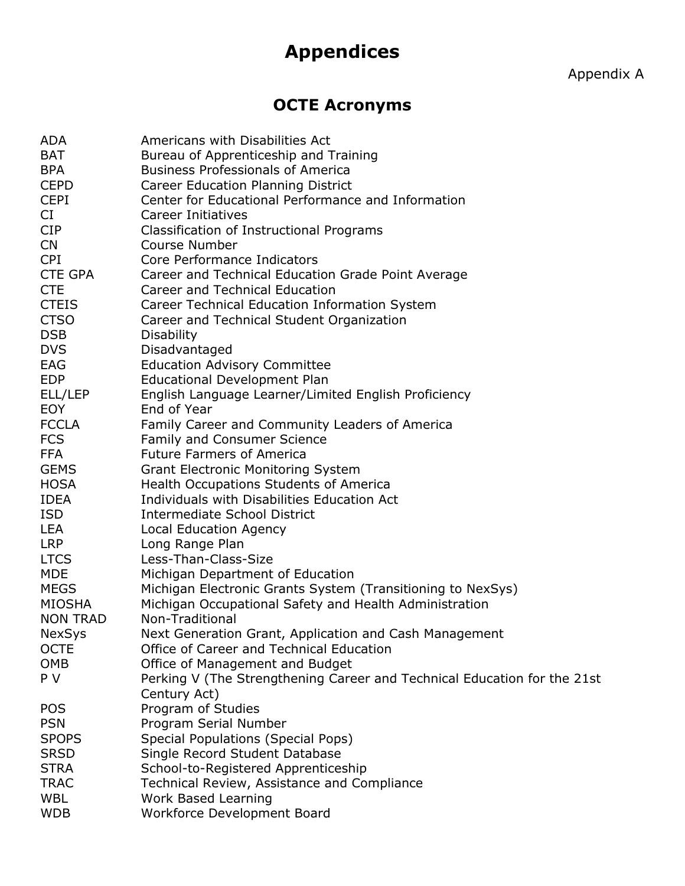# Appendices

Appendix A

## OCTE Acronyms

| | |
|---|---|
| ADA | Americans with Disabilities Act |
| BAT | Bureau of Apprenticeship and Training |
| BPA | Business Professionals of America |
| CEPD | Career Education Planning District |
| CEPI | Center for Educational Performance and Information |
| CI | Career Initiatives |
| CIP | Classification of Instructional Programs |
| CN | Course Number |
| CPI | Core Performance Indicators |
| CTE GPA | Career and Technical Education Grade Point Average |
| CTE | Career and Technical Education |
| CTEIS | Career Technical Education Information System |
| CTSO | Career and Technical Student Organization |
| DSB | Disability |
| DVS | Disadvantaged |
| EAG | Education Advisory Committee |
| EDP | Educational Development Plan |
| ELL/LEP | English Language Learner/Limited English Proficiency |
| EOY | End of Year |
| FCCLA | Family Career and Community Leaders of America |
| FCS | Family and Consumer Science |
| FFA | Future Farmers of America |
| GEMS | Grant Electronic Monitoring System |
| HOSA | Health Occupations Students of America |
| IDEA | Individuals with Disabilities Education Act |
| ISD | Intermediate School District |
| LEA | Local Education Agency |
| LRP | Long Range Plan |
| LTCS | Less-Than-Class-Size |
| MDE | Michigan Department of Education |
| MEGS | Michigan Electronic Grants System (Transitioning to NexSys) |
| MIOSHA | Michigan Occupational Safety and Health Administration |
| NON TRAD | Non-Traditional |
| NexSys | Next Generation Grant, Application and Cash Management |
| OCTE | Office of Career and Technical Education |
| OMB | Office of Management and Budget |
| P V | Perking V (The Strengthening Career and Technical Education for the 21st Century Act) |
| POS | Program of Studies |
| PSN | Program Serial Number |
| SPOPS | Special Populations (Special Pops) |
| SRSD | Single Record Student Database |
| STRA | School-to-Registered Apprenticeship |
| TRAC | Technical Review, Assistance and Compliance |
| WBL | Work Based Learning |
| WDB | Workforce Development Board |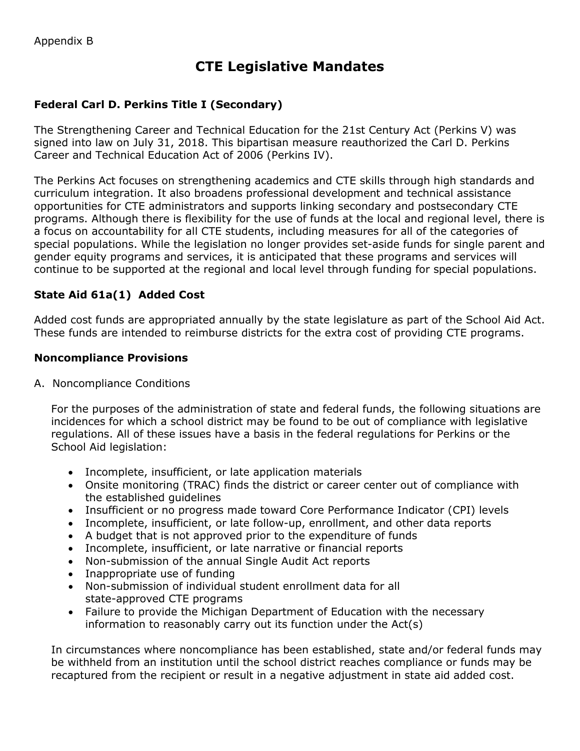Appendix B

# CTE Legislative Mandates

### Federal Carl D. Perkins Title I (Secondary)

The Strengthening Career and Technical Education for the 21st Century Act (Perkins V) was signed into law on July 31, 2018. This bipartisan measure reauthorized the Carl D. Perkins Career and Technical Education Act of 2006 (Perkins IV).

The Perkins Act focuses on strengthening academics and CTE skills through high standards and curriculum integration. It also broadens professional development and technical assistance opportunities for CTE administrators and supports linking secondary and postsecondary CTE programs. Although there is flexibility for the use of funds at the local and regional level, there is a focus on accountability for all CTE students, including measures for all of the categories of special populations. While the legislation no longer provides set-aside funds for single parent and gender equity programs and services, it is anticipated that these programs and services will continue to be supported at the regional and local level through funding for special populations.

### State Aid 61a(1) Added Cost

Added cost funds are appropriated annually by the state legislature as part of the School Aid Act. These funds are intended to reimburse districts for the extra cost of providing CTE programs.

### Noncompliance Provisions

A. Noncompliance Conditions

For the purposes of the administration of state and federal funds, the following situations are incidences for which a school district may be found to be out of compliance with legislative regulations. All of these issues have a basis in the federal regulations for Perkins or the School Aid legislation:

- Incomplete, insufficient, or late application materials
- Onsite monitoring (TRAC) finds the district or career center out of compliance with the established guidelines
- Insufficient or no progress made toward Core Performance Indicator (CPI) levels
- Incomplete, insufficient, or late follow-up, enrollment, and other data reports
- A budget that is not approved prior to the expenditure of funds
- Incomplete, insufficient, or late narrative or financial reports
- Non-submission of the annual Single Audit Act reports
- Inappropriate use of funding
- Non-submission of individual student enrollment data for all state-approved CTE programs
- Failure to provide the Michigan Department of Education with the necessary information to reasonably carry out its function under the Act(s)

In circumstances where noncompliance has been established, state and/or federal funds may be withheld from an institution until the school district reaches compliance or funds may be recaptured from the recipient or result in a negative adjustment in state aid added cost.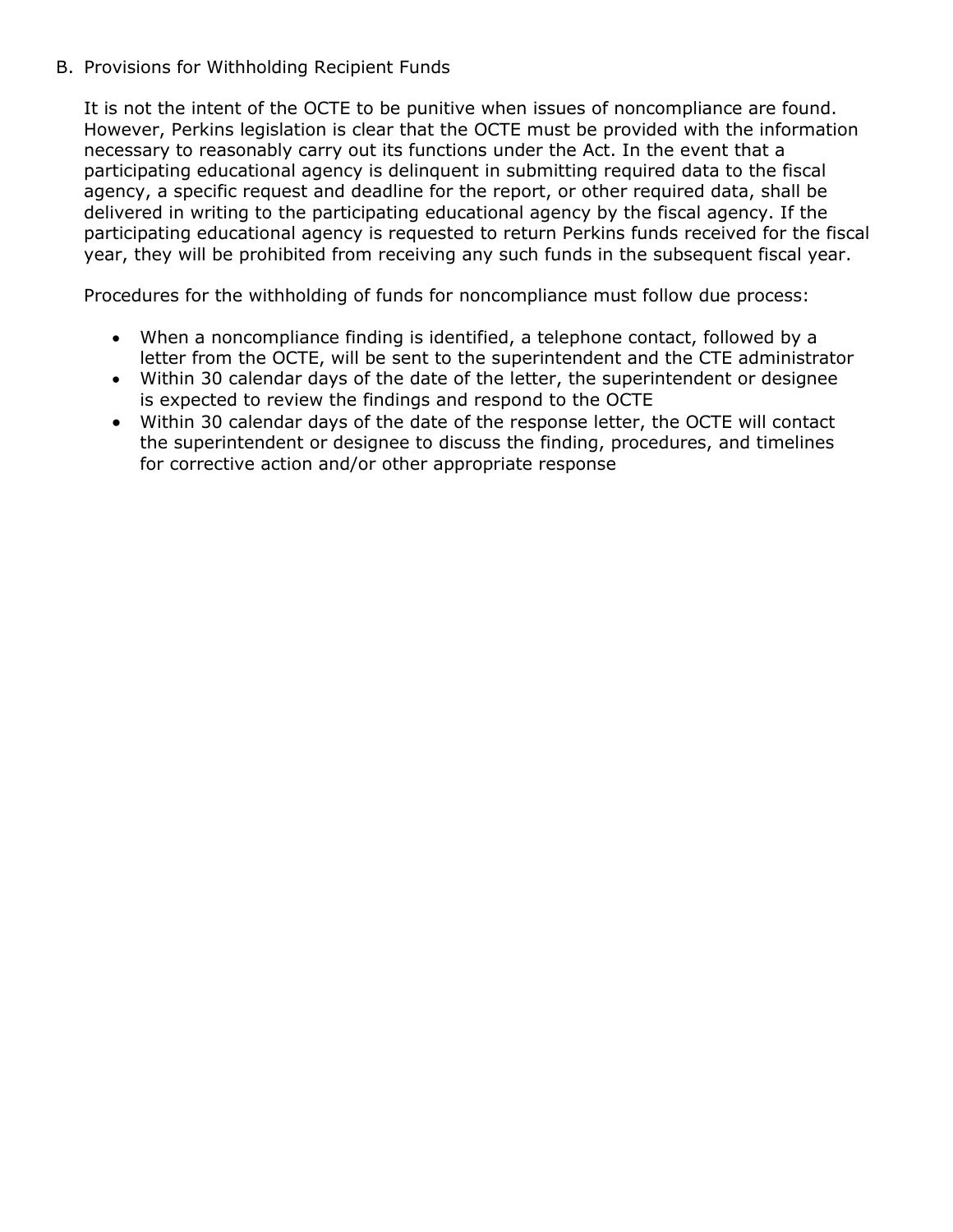B. Provisions for Withholding Recipient Funds

It is not the intent of the OCTE to be punitive when issues of noncompliance are found. However, Perkins legislation is clear that the OCTE must be provided with the information necessary to reasonably carry out its functions under the Act. In the event that a participating educational agency is delinquent in submitting required data to the fiscal agency, a specific request and deadline for the report, or other required data, shall be delivered in writing to the participating educational agency by the fiscal agency. If the participating educational agency is requested to return Perkins funds received for the fiscal year, they will be prohibited from receiving any such funds in the subsequent fiscal year.

Procedures for the withholding of funds for noncompliance must follow due process:

- When a noncompliance finding is identified, a telephone contact, followed by a letter from the OCTE, will be sent to the superintendent and the CTE administrator
- Within 30 calendar days of the date of the letter, the superintendent or designee is expected to review the findings and respond to the OCTE
- Within 30 calendar days of the date of the response letter, the OCTE will contact the superintendent or designee to discuss the finding, procedures, and timelines for corrective action and/or other appropriate response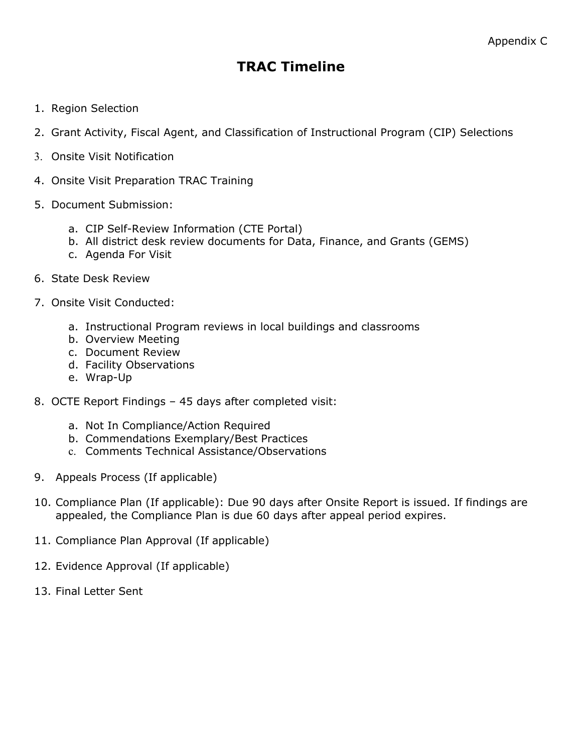Appendix C

# TRAC Timeline

1. Region Selection
2. Grant Activity, Fiscal Agent, and Classification of Instructional Program (CIP) Selections
3. Onsite Visit Notification
4. Onsite Visit Preparation TRAC Training
5. Document Submission:
    a. CIP Self-Review Information (CTE Portal)
    b. All district desk review documents for Data, Finance, and Grants (GEMS)
    c. Agenda For Visit
6. State Desk Review
7. Onsite Visit Conducted:
    a. Instructional Program reviews in local buildings and classrooms
    b. Overview Meeting
    c. Document Review
    d. Facility Observations
    e. Wrap-Up
8. OCTE Report Findings – 45 days after completed visit:
    a. Not In Compliance/Action Required
    b. Commendations Exemplary/Best Practices
    c. Comments Technical Assistance/Observations
9. Appeals Process (If applicable)
10. Compliance Plan (If applicable): Due 90 days after Onsite Report is issued. If findings are appealed, the Compliance Plan is due 60 days after appeal period expires.
11. Compliance Plan Approval (If applicable)
12. Evidence Approval (If applicable)
13. Final Letter Sent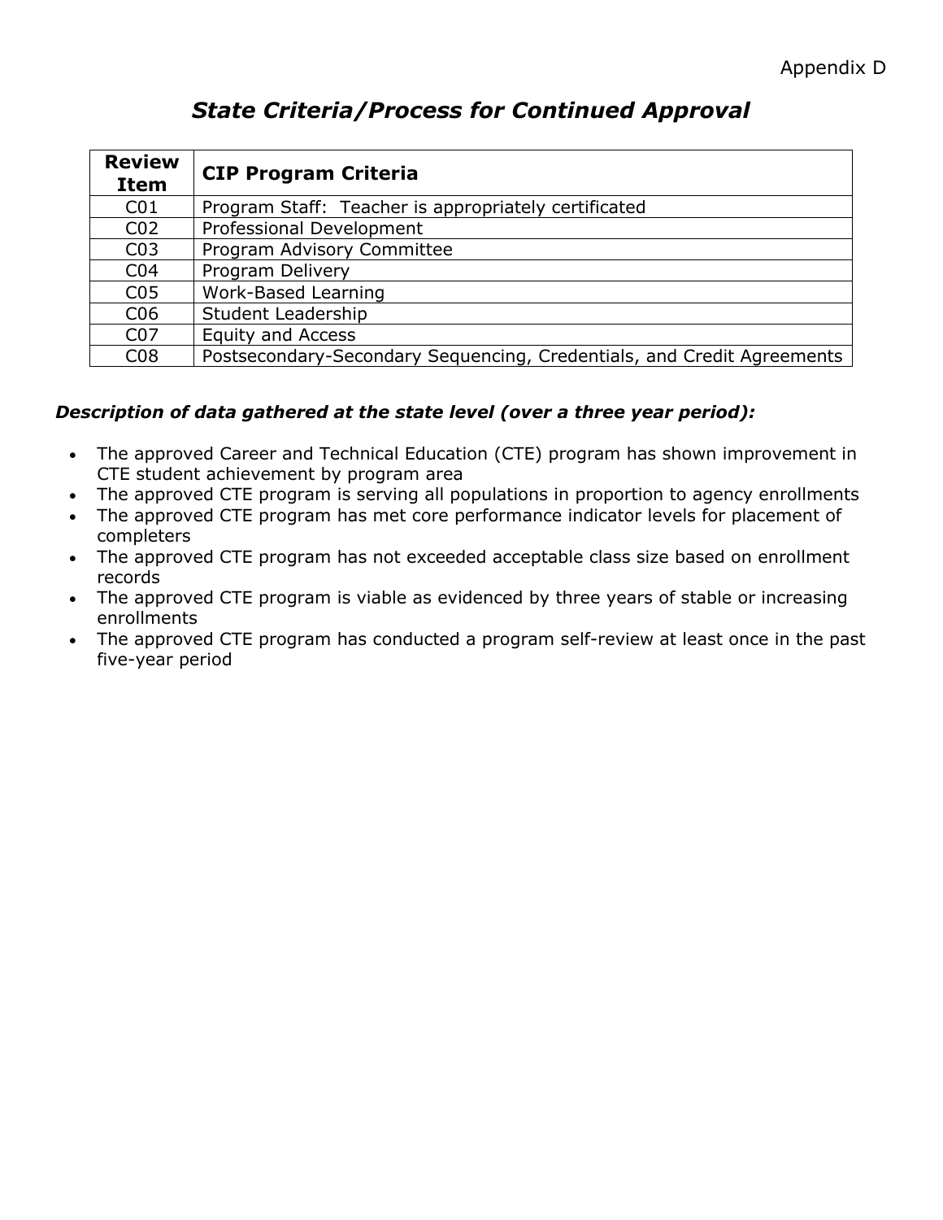Appendix D

# *State Criteria/Process for Continued Approval*

| Review Item | CIP Program Criteria |
|---|---|
| C01 | Program Staff: Teacher is appropriately certificated |
| C02 | Professional Development |
| C03 | Program Advisory Committee |
| C04 | Program Delivery |
| C05 | Work-Based Learning |
| C06 | Student Leadership |
| C07 | Equity and Access |
| C08 | Postsecondary-Secondary Sequencing, Credentials, and Credit Agreements |

***Description of data gathered at the state level (over a three year period):***

- The approved Career and Technical Education (CTE) program has shown improvement in CTE student achievement by program area
- The approved CTE program is serving all populations in proportion to agency enrollments
- The approved CTE program has met core performance indicator levels for placement of completers
- The approved CTE program has not exceeded acceptable class size based on enrollment records
- The approved CTE program is viable as evidenced by three years of stable or increasing enrollments
- The approved CTE program has conducted a program self-review at least once in the past five-year period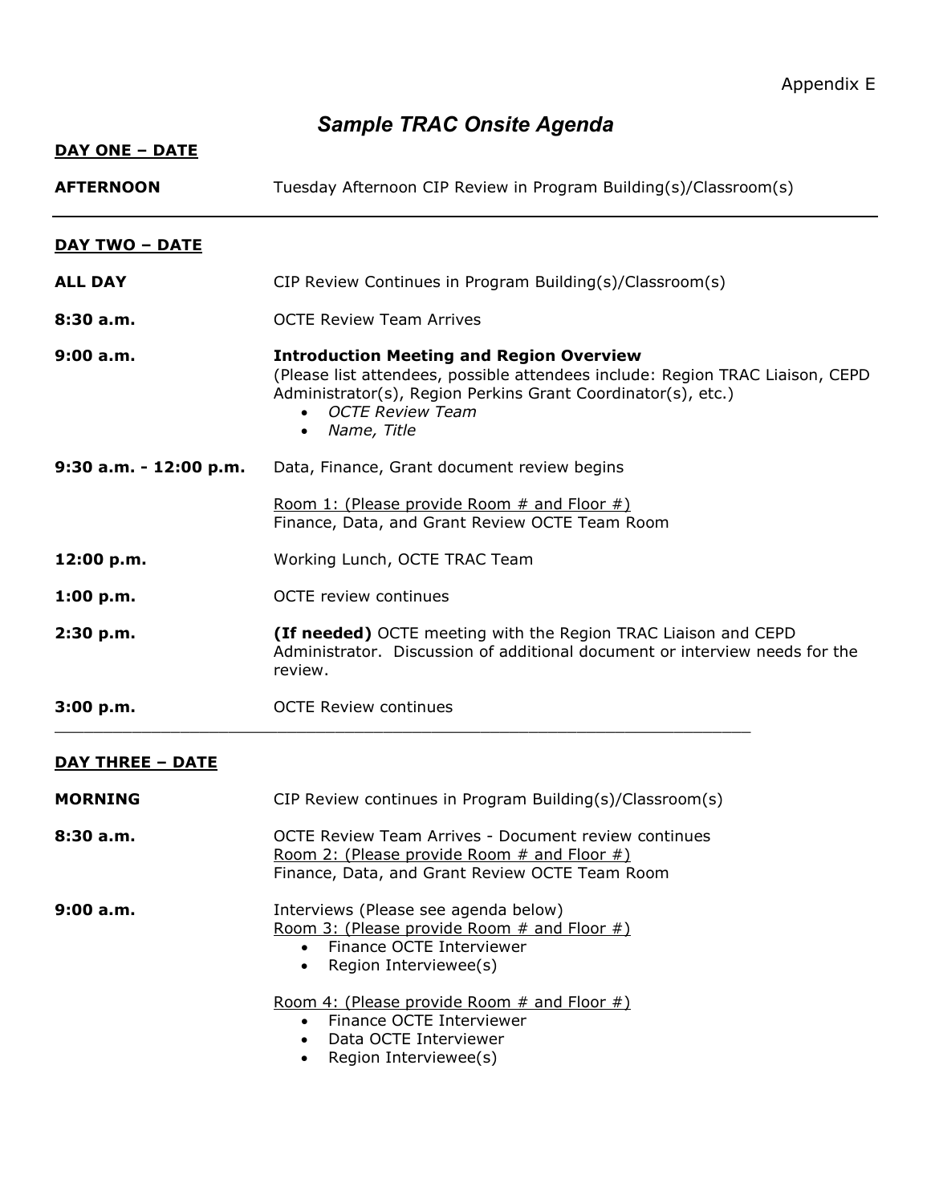Appendix E

# *Sample TRAC Onsite Agenda*

**DAY ONE – DATE**

**AFTERNOON** Tuesday Afternoon CIP Review in Program Building(s)/Classroom(s)

---

**DAY TWO – DATE**

**ALL DAY** CIP Review Continues in Program Building(s)/Classroom(s)

**8:30 a.m.** OCTE Review Team Arrives

**9:00 a.m.** **Introduction Meeting and Region Overview**
(Please list attendees, possible attendees include: Region TRAC Liaison, CEPD Administrator(s), Region Perkins Grant Coordinator(s), etc.)

- *OCTE Review Team*
- *Name, Title*

**9:30 a.m. - 12:00 p.m.** Data, Finance, Grant document review begins

Room 1: (Please provide Room # and Floor #)
Finance, Data, and Grant Review OCTE Team Room

**12:00 p.m.** Working Lunch, OCTE TRAC Team

**1:00 p.m.** OCTE review continues

**2:30 p.m.** **(If needed)** OCTE meeting with the Region TRAC Liaison and CEPD Administrator. Discussion of additional document or interview needs for the review.

**3:00 p.m.** OCTE Review continues

---

**DAY THREE – DATE**

**MORNING** CIP Review continues in Program Building(s)/Classroom(s)

**8:30 a.m.** OCTE Review Team Arrives - Document review continues
Room 2: (Please provide Room # and Floor #)
Finance, Data, and Grant Review OCTE Team Room

**9:00 a.m.** Interviews (Please see agenda below)
Room 3: (Please provide Room # and Floor #)

- Finance OCTE Interviewer
- Region Interviewee(s)

Room 4: (Please provide Room # and Floor #)

- Finance OCTE Interviewer
- Data OCTE Interviewer
- Region Interviewee(s)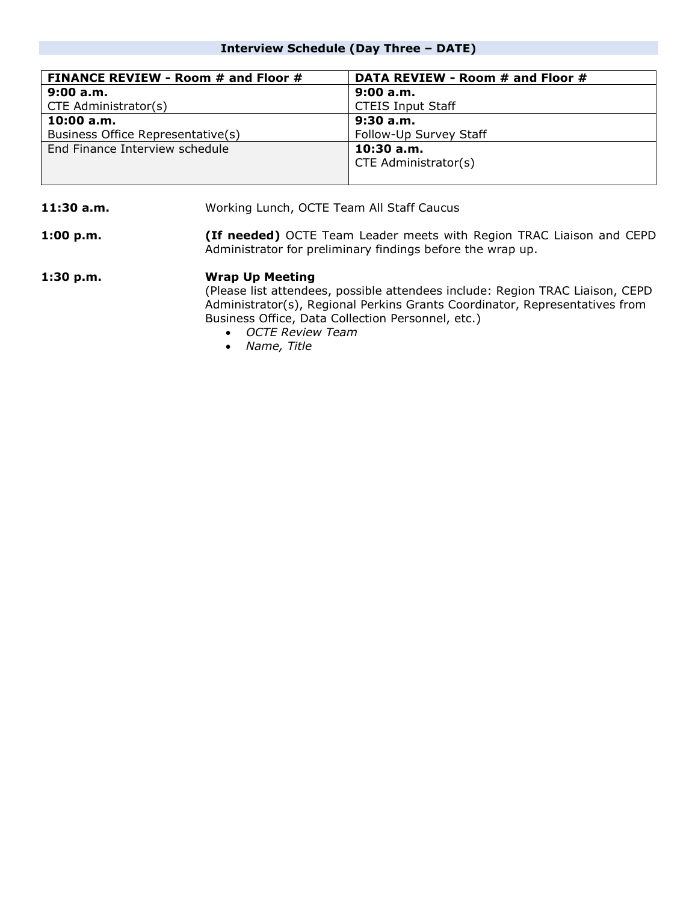## Interview Schedule (Day Three – DATE)

| FINANCE REVIEW - Room # and Floor # | DATA REVIEW - Room # and Floor # |
|---|---|
| **9:00 a.m.**<br>CTE Administrator(s) | **9:00 a.m.**<br>CTEIS Input Staff |
| **10:00 a.m.**<br>Business Office Representative(s) | **9:30 a.m.**<br>Follow-Up Survey Staff |
| End Finance Interview schedule | **10:30 a.m.**<br>CTE Administrator(s) |

**11:30 a.m.** Working Lunch, OCTE Team All Staff Caucus

**1:00 p.m.** **(If needed)** OCTE Team Leader meets with Region TRAC Liaison and CEPD Administrator for preliminary findings before the wrap up.

**1:30 p.m.** **Wrap Up Meeting**
(Please list attendees, possible attendees include: Region TRAC Liaison, CEPD Administrator(s), Regional Perkins Grants Coordinator, Representatives from Business Office, Data Collection Personnel, etc.)

- *OCTE Review Team*
- *Name, Title*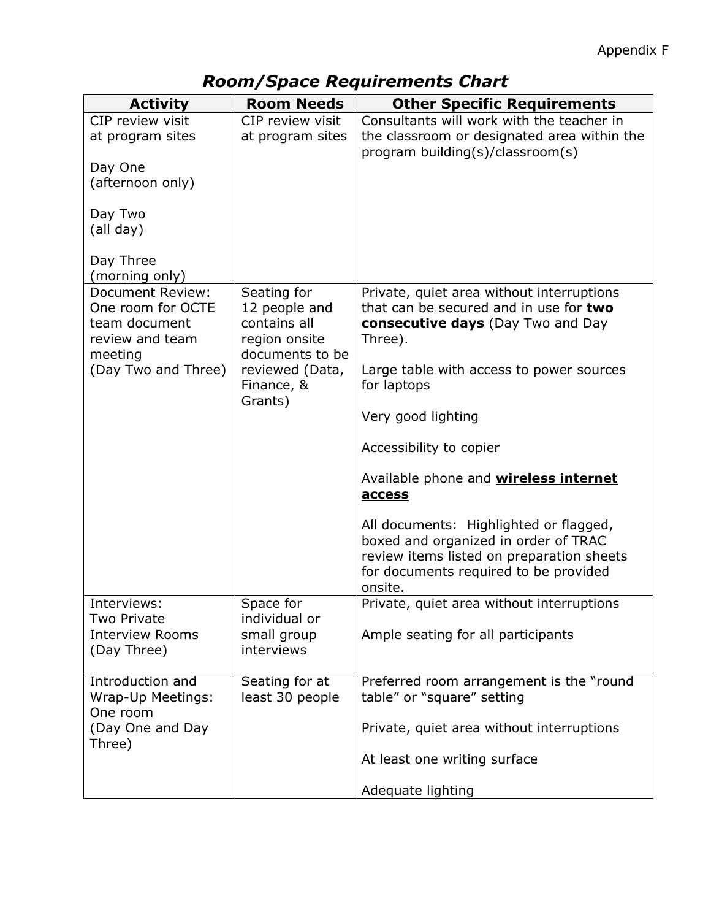Appendix F

# *Room/Space Requirements Chart*

| Activity | Room Needs | Other Specific Requirements |
|---|---|---|
| CIP review visit at program sites<br><br>Day One (afternoon only)<br><br>Day Two (all day)<br><br>Day Three (morning only) | CIP review visit at program sites | Consultants will work with the teacher in the classroom or designated area within the program building(s)/classroom(s) |
| Document Review: One room for OCTE team document review and team meeting (Day Two and Three) | Seating for 12 people and contains all region onsite documents to be reviewed (Data, Finance, & Grants) | Private, quiet area without interruptions that can be secured and in use for **two consecutive days** (Day Two and Day Three).<br><br>Large table with access to power sources for laptops<br><br>Very good lighting<br><br>Accessibility to copier<br><br>Available phone and <u>**wireless internet access**</u><br><br>All documents: Highlighted or flagged, boxed and organized in order of TRAC review items listed on preparation sheets for documents required to be provided onsite. |
| Interviews: Two Private Interview Rooms (Day Three) | Space for individual or small group interviews | Private, quiet area without interruptions<br><br>Ample seating for all participants |
| Introduction and Wrap-Up Meetings: One room (Day One and Day Three) | Seating for at least 30 people | Preferred room arrangement is the "round table" or "square" setting<br><br>Private, quiet area without interruptions<br><br>At least one writing surface<br><br>Adequate lighting |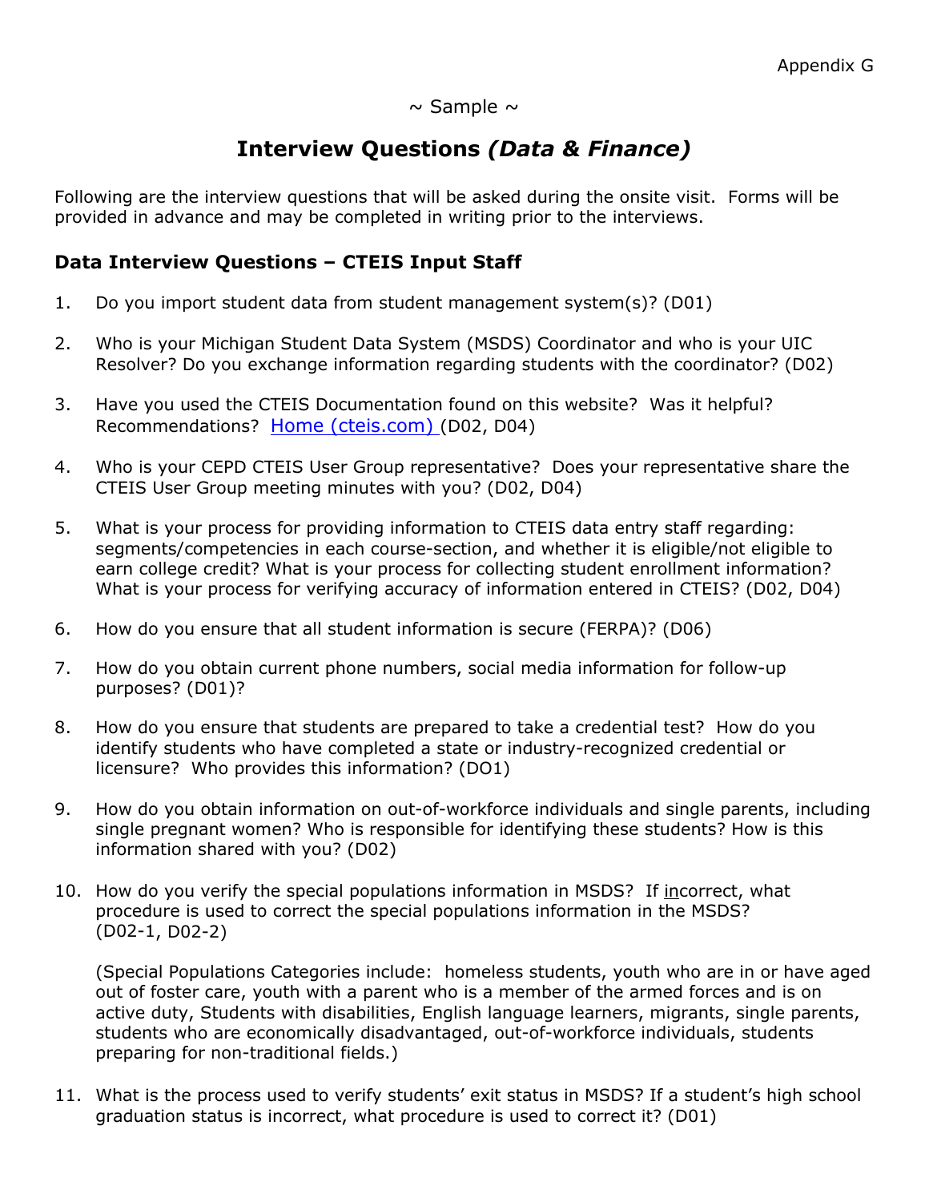Appendix G

~ Sample ~

# Interview Questions *(Data & Finance)*

Following are the interview questions that will be asked during the onsite visit. Forms will be provided in advance and may be completed in writing prior to the interviews.

## Data Interview Questions – CTEIS Input Staff

1. Do you import student data from student management system(s)? (D01)

2. Who is your Michigan Student Data System (MSDS) Coordinator and who is your UIC Resolver? Do you exchange information regarding students with the coordinator? (D02)

3. Have you used the CTEIS Documentation found on this website? Was it helpful? Recommendations? [Home (cteis.com)](cteis.com) (D02, D04)

4. Who is your CEPD CTEIS User Group representative? Does your representative share the CTEIS User Group meeting minutes with you? (D02, D04)

5. What is your process for providing information to CTEIS data entry staff regarding: segments/competencies in each course-section, and whether it is eligible/not eligible to earn college credit? What is your process for collecting student enrollment information? What is your process for verifying accuracy of information entered in CTEIS? (D02, D04)

6. How do you ensure that all student information is secure (FERPA)? (D06)

7. How do you obtain current phone numbers, social media information for follow-up purposes? (D01)?

8. How do you ensure that students are prepared to take a credential test? How do you identify students who have completed a state or industry-recognized credential or licensure? Who provides this information? (DO1)

9. How do you obtain information on out-of-workforce individuals and single parents, including single pregnant women? Who is responsible for identifying these students? How is this information shared with you? (D02)

10. How do you verify the special populations information in MSDS? If incorrect, what procedure is used to correct the special populations information in the MSDS? (D02-1, D02-2)

    (Special Populations Categories include: homeless students, youth who are in or have aged out of foster care, youth with a parent who is a member of the armed forces and is on active duty, Students with disabilities, English language learners, migrants, single parents, students who are economically disadvantaged, out-of-workforce individuals, students preparing for non-traditional fields.)

11. What is the process used to verify students' exit status in MSDS? If a student's high school graduation status is incorrect, what procedure is used to correct it? (D01)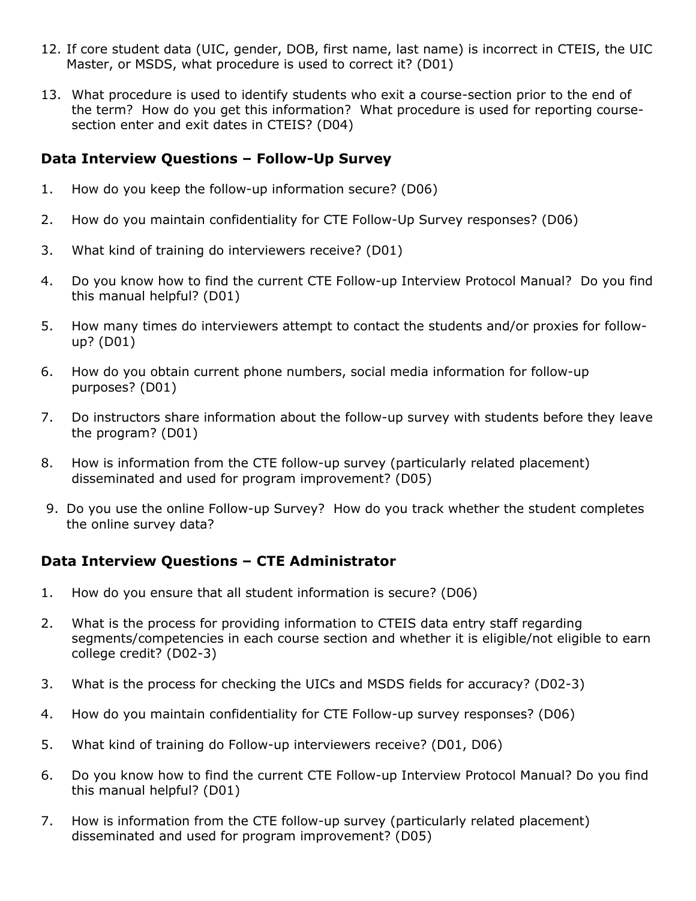12. If core student data (UIC, gender, DOB, first name, last name) is incorrect in CTEIS, the UIC Master, or MSDS, what procedure is used to correct it? (D01)

13. What procedure is used to identify students who exit a course-section prior to the end of the term? How do you get this information? What procedure is used for reporting course-section enter and exit dates in CTEIS? (D04)

### Data Interview Questions – Follow-Up Survey

1. How do you keep the follow-up information secure? (D06)

2. How do you maintain confidentiality for CTE Follow-Up Survey responses? (D06)

3. What kind of training do interviewers receive? (D01)

4. Do you know how to find the current CTE Follow-up Interview Protocol Manual? Do you find this manual helpful? (D01)

5. How many times do interviewers attempt to contact the students and/or proxies for follow-up? (D01)

6. How do you obtain current phone numbers, social media information for follow-up purposes? (D01)

7. Do instructors share information about the follow-up survey with students before they leave the program? (D01)

8. How is information from the CTE follow-up survey (particularly related placement) disseminated and used for program improvement? (D05)

9. Do you use the online Follow-up Survey? How do you track whether the student completes the online survey data?

### Data Interview Questions – CTE Administrator

1. How do you ensure that all student information is secure? (D06)

2. What is the process for providing information to CTEIS data entry staff regarding segments/competencies in each course section and whether it is eligible/not eligible to earn college credit? (D02-3)

3. What is the process for checking the UICs and MSDS fields for accuracy? (D02-3)

4. How do you maintain confidentiality for CTE Follow-up survey responses? (D06)

5. What kind of training do Follow-up interviewers receive? (D01, D06)

6. Do you know how to find the current CTE Follow-up Interview Protocol Manual? Do you find this manual helpful? (D01)

7. How is information from the CTE follow-up survey (particularly related placement) disseminated and used for program improvement? (D05)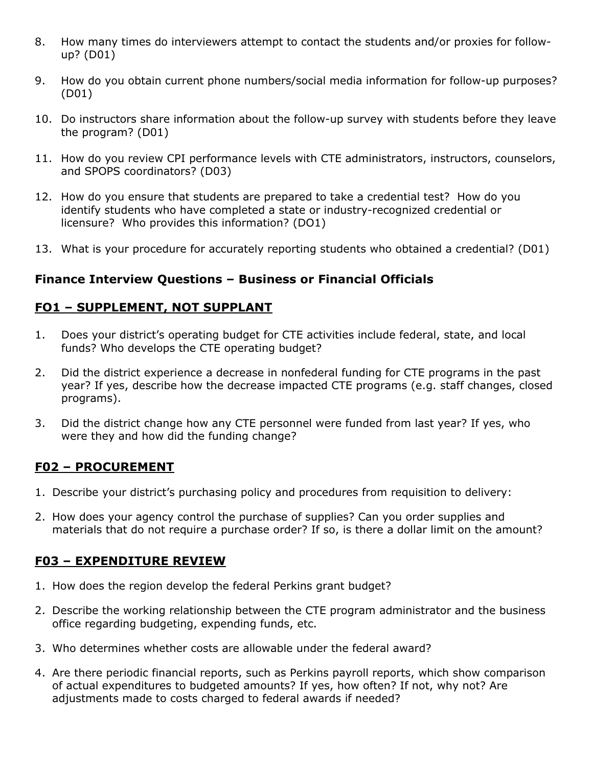8. How many times do interviewers attempt to contact the students and/or proxies for follow-up? (D01)

9. How do you obtain current phone numbers/social media information for follow-up purposes? (D01)

10. Do instructors share information about the follow-up survey with students before they leave the program? (D01)

11. How do you review CPI performance levels with CTE administrators, instructors, counselors, and SPOPS coordinators? (D03)

12. How do you ensure that students are prepared to take a credential test? How do you identify students who have completed a state or industry-recognized credential or licensure? Who provides this information? (DO1)

13. What is your procedure for accurately reporting students who obtained a credential? (D01)

## Finance Interview Questions – Business or Financial Officials

### FO1 – SUPPLEMENT, NOT SUPPLANT

1. Does your district's operating budget for CTE activities include federal, state, and local funds? Who develops the CTE operating budget?

2. Did the district experience a decrease in nonfederal funding for CTE programs in the past year? If yes, describe how the decrease impacted CTE programs (e.g. staff changes, closed programs).

3. Did the district change how any CTE personnel were funded from last year? If yes, who were they and how did the funding change?

### F02 – PROCUREMENT

1. Describe your district's purchasing policy and procedures from requisition to delivery:

2. How does your agency control the purchase of supplies? Can you order supplies and materials that do not require a purchase order? If so, is there a dollar limit on the amount?

### F03 – EXPENDITURE REVIEW

1. How does the region develop the federal Perkins grant budget?

2. Describe the working relationship between the CTE program administrator and the business office regarding budgeting, expending funds, etc.

3. Who determines whether costs are allowable under the federal award?

4. Are there periodic financial reports, such as Perkins payroll reports, which show comparison of actual expenditures to budgeted amounts? If yes, how often? If not, why not? Are adjustments made to costs charged to federal awards if needed?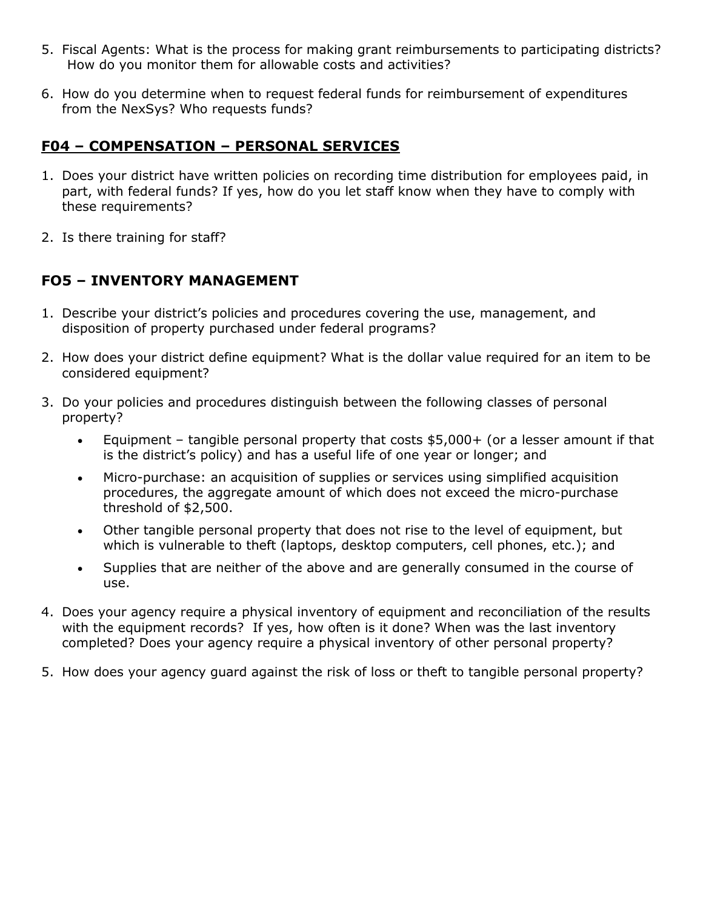5. Fiscal Agents: What is the process for making grant reimbursements to participating districts? How do you monitor them for allowable costs and activities?

6. How do you determine when to request federal funds for reimbursement of expenditures from the NexSys? Who requests funds?

## F04 – COMPENSATION – PERSONAL SERVICES

1. Does your district have written policies on recording time distribution for employees paid, in part, with federal funds? If yes, how do you let staff know when they have to comply with these requirements?

2. Is there training for staff?

## FO5 – INVENTORY MANAGEMENT

1. Describe your district's policies and procedures covering the use, management, and disposition of property purchased under federal programs?

2. How does your district define equipment? What is the dollar value required for an item to be considered equipment?

3. Do your policies and procedures distinguish between the following classes of personal property?
   - Equipment – tangible personal property that costs $5,000+ (or a lesser amount if that is the district's policy) and has a useful life of one year or longer; and
   - Micro-purchase: an acquisition of supplies or services using simplified acquisition procedures, the aggregate amount of which does not exceed the micro-purchase threshold of $2,500.
   - Other tangible personal property that does not rise to the level of equipment, but which is vulnerable to theft (laptops, desktop computers, cell phones, etc.); and
   - Supplies that are neither of the above and are generally consumed in the course of use.

4. Does your agency require a physical inventory of equipment and reconciliation of the results with the equipment records? If yes, how often is it done? When was the last inventory completed? Does your agency require a physical inventory of other personal property?

5. How does your agency guard against the risk of loss or theft to tangible personal property?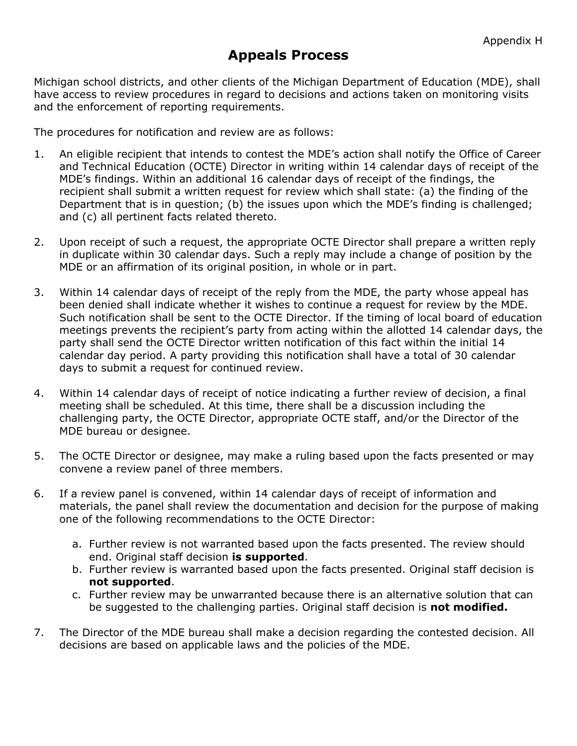Appendix H

# Appeals Process

Michigan school districts, and other clients of the Michigan Department of Education (MDE), shall have access to review procedures in regard to decisions and actions taken on monitoring visits and the enforcement of reporting requirements.

The procedures for notification and review are as follows:

1. An eligible recipient that intends to contest the MDE's action shall notify the Office of Career and Technical Education (OCTE) Director in writing within 14 calendar days of receipt of the MDE's findings. Within an additional 16 calendar days of receipt of the findings, the recipient shall submit a written request for review which shall state: (a) the finding of the Department that is in question; (b) the issues upon which the MDE's finding is challenged; and (c) all pertinent facts related thereto.

2. Upon receipt of such a request, the appropriate OCTE Director shall prepare a written reply in duplicate within 30 calendar days. Such a reply may include a change of position by the MDE or an affirmation of its original position, in whole or in part.

3. Within 14 calendar days of receipt of the reply from the MDE, the party whose appeal has been denied shall indicate whether it wishes to continue a request for review by the MDE. Such notification shall be sent to the OCTE Director. If the timing of local board of education meetings prevents the recipient's party from acting within the allotted 14 calendar days, the party shall send the OCTE Director written notification of this fact within the initial 14 calendar day period. A party providing this notification shall have a total of 30 calendar days to submit a request for continued review.

4. Within 14 calendar days of receipt of notice indicating a further review of decision, a final meeting shall be scheduled. At this time, there shall be a discussion including the challenging party, the OCTE Director, appropriate OCTE staff, and/or the Director of the MDE bureau or designee.

5. The OCTE Director or designee, may make a ruling based upon the facts presented or may convene a review panel of three members.

6. If a review panel is convened, within 14 calendar days of receipt of information and materials, the panel shall review the documentation and decision for the purpose of making one of the following recommendations to the OCTE Director:

    a. Further review is not warranted based upon the facts presented. The review should end. Original staff decision **is supported**.
    b. Further review is warranted based upon the facts presented. Original staff decision is **not supported**.
    c. Further review may be unwarranted because there is an alternative solution that can be suggested to the challenging parties. Original staff decision is **not modified.**

7. The Director of the MDE bureau shall make a decision regarding the contested decision. All decisions are based on applicable laws and the policies of the MDE.